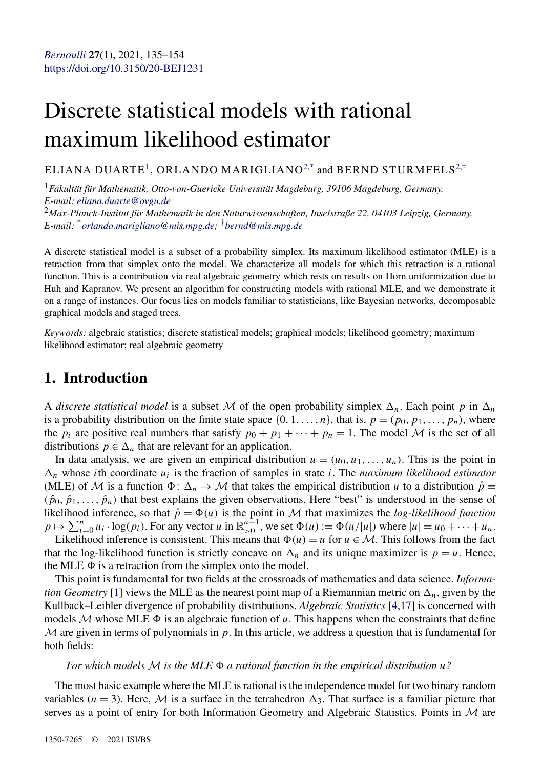*Bernoulli* **27**(1), 2021, 135–154
https://doi.org/10.3150/20-BEJ1231

# Discrete statistical models with rational maximum likelihood estimator

ELIANA DUARTE[1], ORLANDO MARIGLIANO[2,*] and BERND STURMFELS[2,†]

[1] *Fakultät für Mathematik, Otto-von-Guericke Universität Magdeburg, 39106 Magdeburg, Germany. E-mail: eliana.duarte@ovgu.de*

[2] *Max-Planck-Institut für Mathematik in den Naturwissenschaften, Inselstraße 22, 04103 Leipzig, Germany. E-mail: [*] orlando.marigliano@mis.mpg.de; [†] bernd@mis.mpg.de*

A discrete statistical model is a subset of a probability simplex. Its maximum likelihood estimator (MLE) is a retraction from that simplex onto the model. We characterize all models for which this retraction is a rational function. This is a contribution via real algebraic geometry which rests on results on Horn uniformization due to Huh and Kapranov. We present an algorithm for constructing models with rational MLE, and we demonstrate it on a range of instances. Our focus lies on models familiar to statisticians, like Bayesian networks, decomposable graphical models and staged trees.

*Keywords:* algebraic statistics; discrete statistical models; graphical models; likelihood geometry; maximum likelihood estimator; real algebraic geometry

## 1. Introduction

A *discrete statistical model* is a subset $\mathcal{M}$ of the open probability simplex $\Delta_n$. Each point $p$ in $\Delta_n$ is a probability distribution on the finite state space $\{0, 1, \ldots, n\}$, that is, $p = (p_0, p_1, \ldots, p_n)$, where the $p_i$ are positive real numbers that satisfy $p_0 + p_1 + \cdots + p_n = 1$. The model $\mathcal{M}$ is the set of all distributions $p \in \Delta_n$ that are relevant for an application.

In data analysis, we are given an empirical distribution $u = (u_0, u_1, \ldots, u_n)$. This is the point in $\Delta_n$ whose $i$th coordinate $u_i$ is the fraction of samples in state $i$. The *maximum likelihood estimator* (MLE) of $\mathcal{M}$ is a function $\Phi \colon \Delta_n \to \mathcal{M}$ that takes the empirical distribution $u$ to a distribution $\hat{p} = (\hat{p}_0, \hat{p}_1, \ldots, \hat{p}_n)$ that best explains the given observations. Here "best" is understood in the sense of likelihood inference, so that $\hat{p} = \Phi(u)$ is the point in $\mathcal{M}$ that maximizes the *log-likelihood function* $p \mapsto \sum_{i=0}^{n} u_i \cdot \log(p_i)$. For any vector $u$ in $\mathbb{R}^{n+1}_{>0}$, we set $\Phi(u) := \Phi(u/|u|)$ where $|u| = u_0 + \cdots + u_n$.

Likelihood inference is consistent. This means that $\Phi(u) = u$ for $u \in \mathcal{M}$. This follows from the fact that the log-likelihood function is strictly concave on $\Delta_n$ and its unique maximizer is $p = u$. Hence, the MLE $\Phi$ is a retraction from the simplex onto the model.

This point is fundamental for two fields at the crossroads of mathematics and data science. *Information Geometry* [1] views the MLE as the nearest point map of a Riemannian metric on $\Delta_n$, given by the Kullback–Leibler divergence of probability distributions. *Algebraic Statistics* [4,17] is concerned with models $\mathcal{M}$ whose MLE $\Phi$ is an algebraic function of $u$. This happens when the constraints that define $\mathcal{M}$ are given in terms of polynomials in $p$. In this article, we address a question that is fundamental for both fields:

*For which models $\mathcal{M}$ is the MLE $\Phi$ a rational function in the empirical distribution $u$?*

The most basic example where the MLE is rational is the independence model for two binary random variables ($n = 3$). Here, $\mathcal{M}$ is a surface in the tetrahedron $\Delta_3$. That surface is a familiar picture that serves as a point of entry for both Information Geometry and Algebraic Statistics. Points in $\mathcal{M}$ are

1350-7265 © 2021 ISI/BS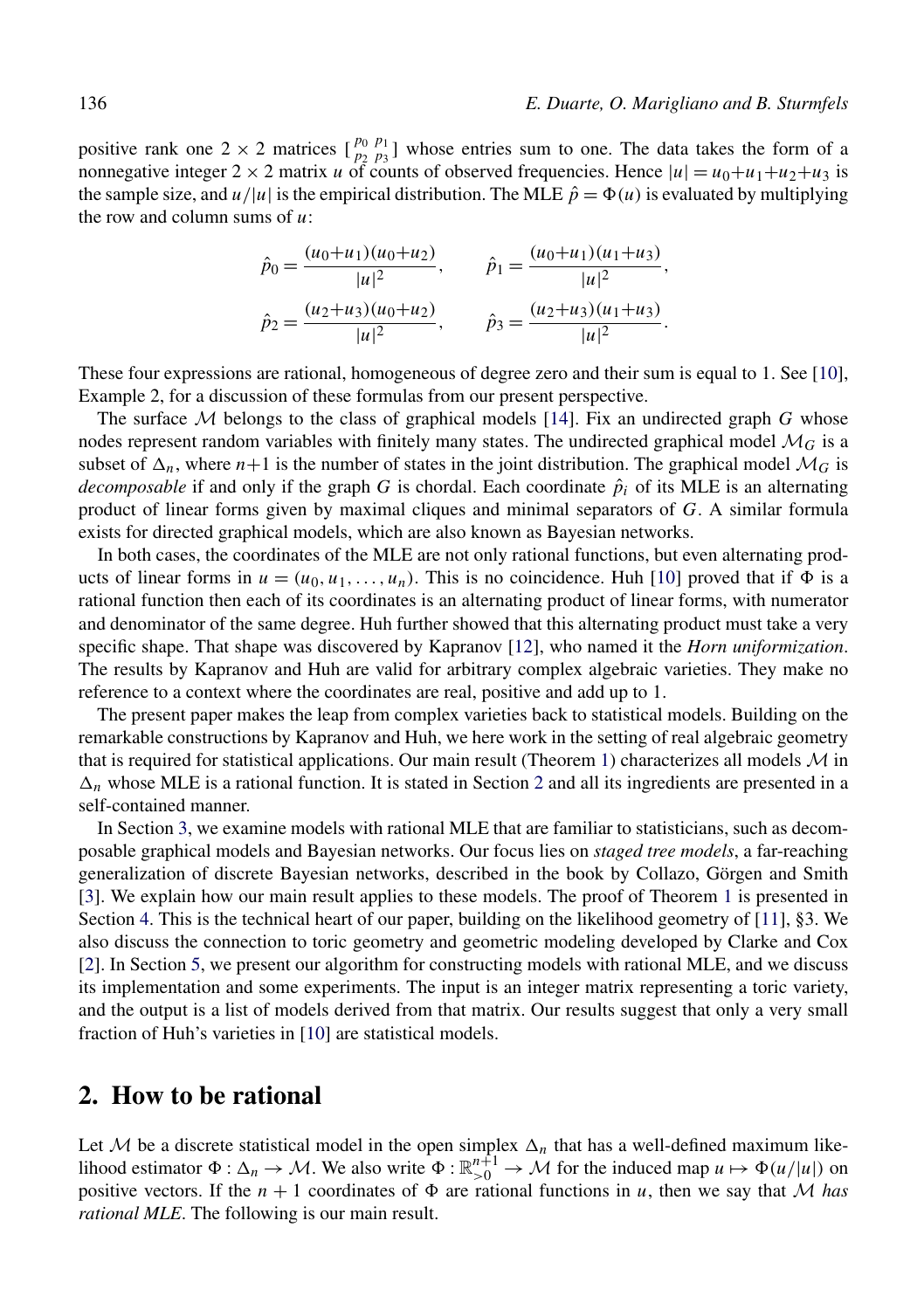positive rank one $2 \times 2$ matrices $\left[\begin{smallmatrix} p_0 & p_1 \\ p_2 & p_3 \end{smallmatrix}\right]$ whose entries sum to one. The data takes the form of a nonnegative integer $2 \times 2$ matrix $u$ of counts of observed frequencies. Hence $|u| = u_0+u_1+u_2+u_3$ is the sample size, and $u/|u|$ is the empirical distribution. The MLE $\hat{p} = \Phi(u)$ is evaluated by multiplying the row and column sums of $u$:

$$
\hat{p}_0 = \frac{(u_0+u_1)(u_0+u_2)}{|u|^2}, \qquad \hat{p}_1 = \frac{(u_0+u_1)(u_1+u_3)}{|u|^2},
$$

$$
\hat{p}_2 = \frac{(u_2+u_3)(u_0+u_2)}{|u|^2}, \qquad \hat{p}_3 = \frac{(u_2+u_3)(u_1+u_3)}{|u|^2}.
$$

These four expressions are rational, homogeneous of degree zero and their sum is equal to 1. See [10], Example 2, for a discussion of these formulas from our present perspective.

The surface $\mathcal{M}$ belongs to the class of graphical models [14]. Fix an undirected graph $G$ whose nodes represent random variables with finitely many states. The undirected graphical model $\mathcal{M}_G$ is a subset of $\Delta_n$, where $n+1$ is the number of states in the joint distribution. The graphical model $\mathcal{M}_G$ is *decomposable* if and only if the graph $G$ is chordal. Each coordinate $\hat{p}_i$ of its MLE is an alternating product of linear forms given by maximal cliques and minimal separators of $G$. A similar formula exists for directed graphical models, which are also known as Bayesian networks.

In both cases, the coordinates of the MLE are not only rational functions, but even alternating products of linear forms in $u = (u_0, u_1, \ldots, u_n)$. This is no coincidence. Huh [10] proved that if $\Phi$ is a rational function then each of its coordinates is an alternating product of linear forms, with numerator and denominator of the same degree. Huh further showed that this alternating product must take a very specific shape. That shape was discovered by Kapranov [12], who named it the *Horn uniformization*. The results by Kapranov and Huh are valid for arbitrary complex algebraic varieties. They make no reference to a context where the coordinates are real, positive and add up to 1.

The present paper makes the leap from complex varieties back to statistical models. Building on the remarkable constructions by Kapranov and Huh, we here work in the setting of real algebraic geometry that is required for statistical applications. Our main result (Theorem 1) characterizes all models $\mathcal{M}$ in $\Delta_n$ whose MLE is a rational function. It is stated in Section 2 and all its ingredients are presented in a self-contained manner.

In Section 3, we examine models with rational MLE that are familiar to statisticians, such as decomposable graphical models and Bayesian networks. Our focus lies on *staged tree models*, a far-reaching generalization of discrete Bayesian networks, described in the book by Collazo, Görgen and Smith [3]. We explain how our main result applies to these models. The proof of Theorem 1 is presented in Section 4. This is the technical heart of our paper, building on the likelihood geometry of [11], §3. We also discuss the connection to toric geometry and geometric modeling developed by Clarke and Cox [2]. In Section 5, we present our algorithm for constructing models with rational MLE, and we discuss its implementation and some experiments. The input is an integer matrix representing a toric variety, and the output is a list of models derived from that matrix. Our results suggest that only a very small fraction of Huh's varieties in [10] are statistical models.

## 2. How to be rational

Let $\mathcal{M}$ be a discrete statistical model in the open simplex $\Delta_n$ that has a well-defined maximum likelihood estimator $\Phi : \Delta_n \to \mathcal{M}$. We also write $\Phi : \mathbb{R}^{n+1}_{>0} \to \mathcal{M}$ for the induced map $u \mapsto \Phi(u/|u|)$ on positive vectors. If the $n+1$ coordinates of $\Phi$ are rational functions in $u$, then we say that $\mathcal{M}$ *has rational MLE*. The following is our main result.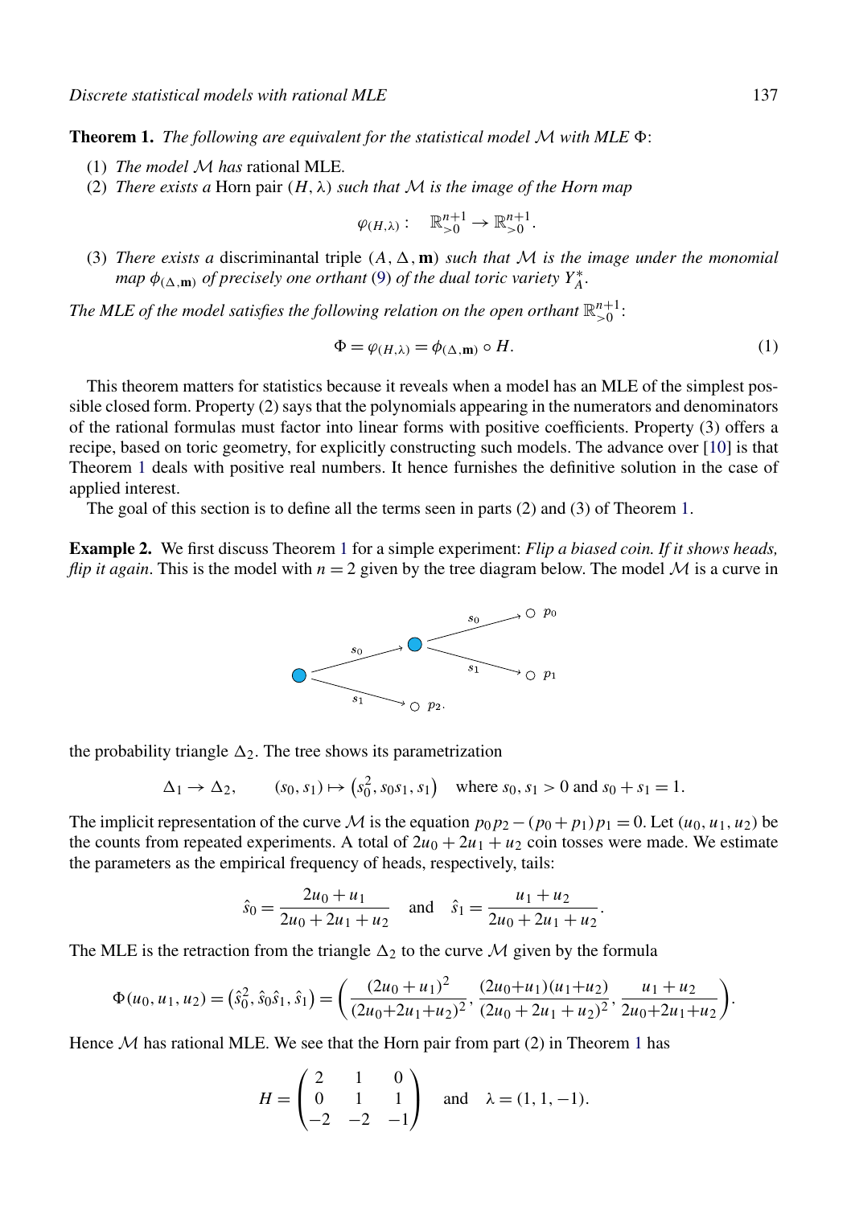**Theorem 1.** *The following are equivalent for the statistical model $\mathcal{M}$ with MLE $\Phi$:*

(1) *The model $\mathcal{M}$ has* rational MLE.

(2) *There exists a* Horn pair $(H, \lambda)$ *such that $\mathcal{M}$ is the image of the Horn map*

$$\varphi_{(H,\lambda)}: \quad \mathbb{R}^{n+1}_{>0} \to \mathbb{R}^{n+1}_{>0}.$$

(3) *There exists a* discriminantal triple $(A, \Delta, \mathbf{m})$ *such that $\mathcal{M}$ is the image under the monomial map $\phi_{(\Delta,\mathbf{m})}$ of precisely one orthant (9) of the dual toric variety $Y^*_A$.*

*The MLE of the model satisfies the following relation on the open orthant $\mathbb{R}^{n+1}_{>0}$:*

$$\Phi = \varphi_{(H,\lambda)} = \phi_{(\Delta,\mathbf{m})} \circ H. \tag{1}$$

This theorem matters for statistics because it reveals when a model has an MLE of the simplest possible closed form. Property (2) says that the polynomials appearing in the numerators and denominators of the rational formulas must factor into linear forms with positive coefficients. Property (3) offers a recipe, based on toric geometry, for explicitly constructing such models. The advance over [10] is that Theorem 1 deals with positive real numbers. It hence furnishes the definitive solution in the case of applied interest.

The goal of this section is to define all the terms seen in parts (2) and (3) of Theorem 1.

**Example 2.** We first discuss Theorem 1 for a simple experiment: *Flip a biased coin. If it shows heads, flip it again*. This is the model with $n = 2$ given by the tree diagram below. The model $\mathcal{M}$ is a curve in the probability triangle $\Delta_2$. The tree shows its parametrization

$$\Delta_1 \to \Delta_2, \qquad (s_0, s_1) \mapsto \left(s_0^2, s_0 s_1, s_1\right) \quad \text{where } s_0, s_1 > 0 \text{ and } s_0 + s_1 = 1.$$

The implicit representation of the curve $\mathcal{M}$ is the equation $p_0 p_2 - (p_0 + p_1) p_1 = 0$. Let $(u_0, u_1, u_2)$ be the counts from repeated experiments. A total of $2u_0 + 2u_1 + u_2$ coin tosses were made. We estimate the parameters as the empirical frequency of heads, respectively, tails:

$$\hat{s}_0 = \frac{2u_0 + u_1}{2u_0 + 2u_1 + u_2} \quad \text{and} \quad \hat{s}_1 = \frac{u_1 + u_2}{2u_0 + 2u_1 + u_2}.$$

The MLE is the retraction from the triangle $\Delta_2$ to the curve $\mathcal{M}$ given by the formula

$$\Phi(u_0, u_1, u_2) = \left(\hat{s}_0^2, \hat{s}_0 \hat{s}_1, \hat{s}_1\right) = \left( \frac{(2u_0 + u_1)^2}{(2u_0+2u_1+u_2)^2}, \frac{(2u_0+u_1)(u_1+u_2)}{(2u_0 + 2u_1 + u_2)^2}, \frac{u_1 + u_2}{2u_0+2u_1+u_2} \right).$$

Hence $\mathcal{M}$ has rational MLE. We see that the Horn pair from part (2) in Theorem 1 has

$$H = \begin{pmatrix} 2 & 1 & 0 \\ 0 & 1 & 1 \\ -2 & -2 & -1 \end{pmatrix} \quad \text{and} \quad \lambda = (1, 1, -1).$$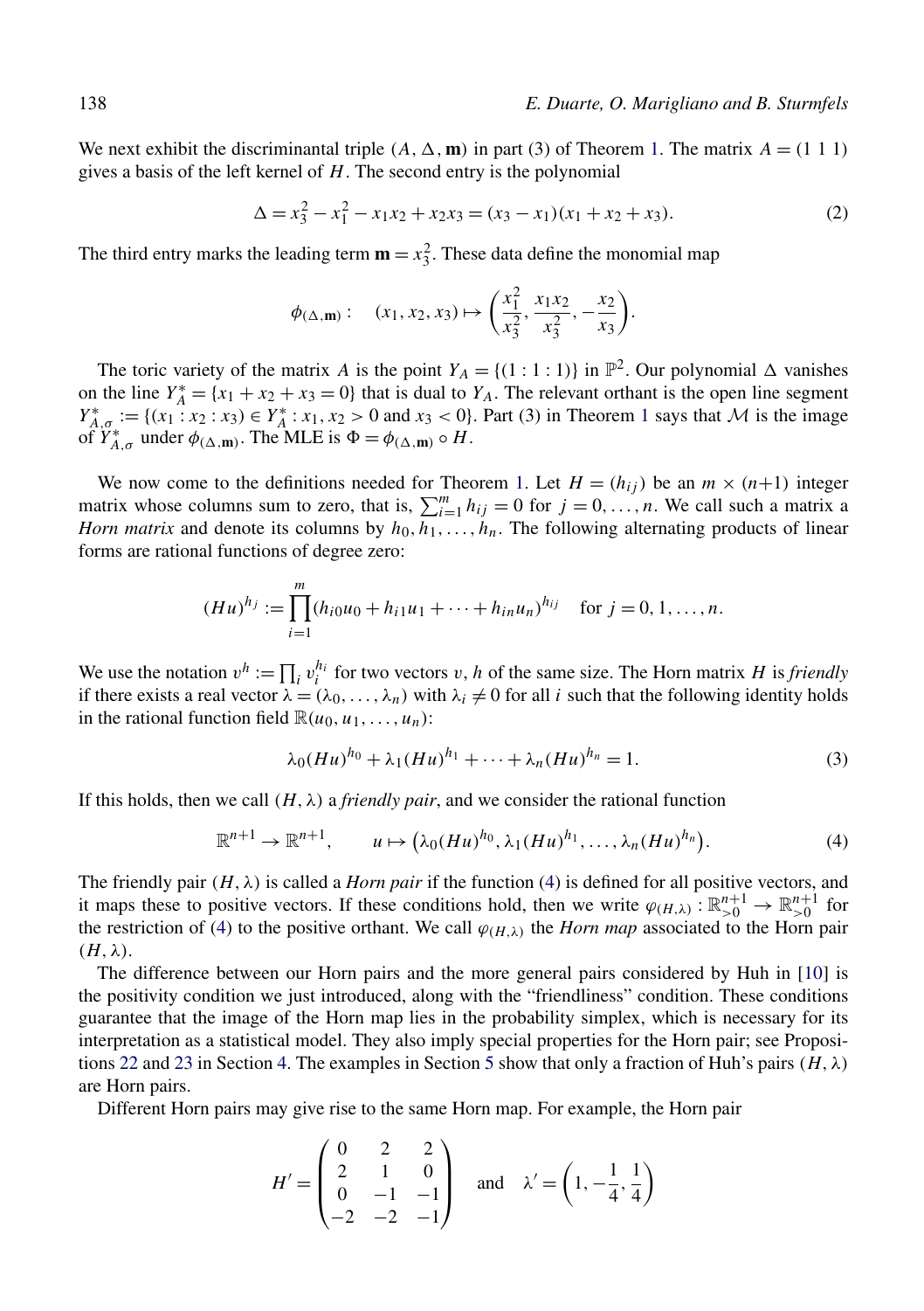We next exhibit the discriminantal triple $(A, \Delta, \mathbf{m})$ in part (3) of Theorem 1. The matrix $A = (1\ 1\ 1)$ gives a basis of the left kernel of $H$. The second entry is the polynomial

$$\Delta = x_3^2 - x_1^2 - x_1x_2 + x_2x_3 = (x_3 - x_1)(x_1 + x_2 + x_3). \tag{2}$$

The third entry marks the leading term $\mathbf{m} = x_3^2$. These data define the monomial map

$$\phi_{(\Delta,\mathbf{m})}: \quad (x_1, x_2, x_3) \mapsto \left( \frac{x_1^2}{x_3^2}, \frac{x_1x_2}{x_3^2}, -\frac{x_2}{x_3} \right).$$

The toric variety of the matrix $A$ is the point $Y_A = \{(1:1:1)\}$ in $\mathbb{P}^2$. Our polynomial $\Delta$ vanishes on the line $Y_A^* = \{x_1 + x_2 + x_3 = 0\}$ that is dual to $Y_A$. The relevant orthant is the open line segment $Y_{A,\sigma}^* := \{(x_1 : x_2 : x_3) \in Y_A^* : x_1, x_2 > 0 \text{ and } x_3 < 0\}$. Part (3) in Theorem 1 says that $\mathcal{M}$ is the image of $Y_{A,\sigma}^*$ under $\phi_{(\Delta,\mathbf{m})}$. The MLE is $\Phi = \phi_{(\Delta,\mathbf{m})} \circ H$.

We now come to the definitions needed for Theorem 1. Let $H = (h_{ij})$ be an $m \times (n+1)$ integer matrix whose columns sum to zero, that is, $\sum_{i=1}^m h_{ij} = 0$ for $j = 0, \ldots, n$. We call such a matrix a *Horn matrix* and denote its columns by $h_0, h_1, \ldots, h_n$. The following alternating products of linear forms are rational functions of degree zero:

$$(Hu)^{h_j} := \prod_{i=1}^m (h_{i0}u_0 + h_{i1}u_1 + \cdots + h_{in}u_n)^{h_{ij}} \quad \text{for } j = 0, 1, \ldots, n.$$

We use the notation $v^h := \prod_i v_i^{h_i}$ for two vectors $v$, $h$ of the same size. The Horn matrix $H$ is *friendly* if there exists a real vector $\lambda = (\lambda_0, \ldots, \lambda_n)$ with $\lambda_i \neq 0$ for all $i$ such that the following identity holds in the rational function field $\mathbb{R}(u_0, u_1, \ldots, u_n)$:

$$\lambda_0(Hu)^{h_0} + \lambda_1(Hu)^{h_1} + \cdots + \lambda_n(Hu)^{h_n} = 1. \tag{3}$$

If this holds, then we call $(H, \lambda)$ a *friendly pair*, and we consider the rational function

$$\mathbb{R}^{n+1} \to \mathbb{R}^{n+1}, \qquad u \mapsto \left(\lambda_0(Hu)^{h_0}, \lambda_1(Hu)^{h_1}, \ldots, \lambda_n(Hu)^{h_n}\right). \tag{4}$$

The friendly pair $(H, \lambda)$ is called a *Horn pair* if the function (4) is defined for all positive vectors, and it maps these to positive vectors. If these conditions hold, then we write $\varphi_{(H,\lambda)} : \mathbb{R}_{>0}^{n+1} \to \mathbb{R}_{>0}^{n+1}$ for the restriction of (4) to the positive orthant. We call $\varphi_{(H,\lambda)}$ the *Horn map* associated to the Horn pair $(H, \lambda)$.

The difference between our Horn pairs and the more general pairs considered by Huh in [10] is the positivity condition we just introduced, along with the "friendliness" condition. These conditions guarantee that the image of the Horn map lies in the probability simplex, which is necessary for its interpretation as a statistical model. They also imply special properties for the Horn pair; see Propositions 22 and 23 in Section 4. The examples in Section 5 show that only a fraction of Huh's pairs $(H, \lambda)$ are Horn pairs.

Different Horn pairs may give rise to the same Horn map. For example, the Horn pair

$$H' = \begin{pmatrix} 0 & 2 & 2 \\ 2 & 1 & 0 \\ 0 & -1 & -1 \\ -2 & -2 & -1 \end{pmatrix} \quad \text{and} \quad \lambda' = \left(1, -\frac{1}{4}, \frac{1}{4}\right)$$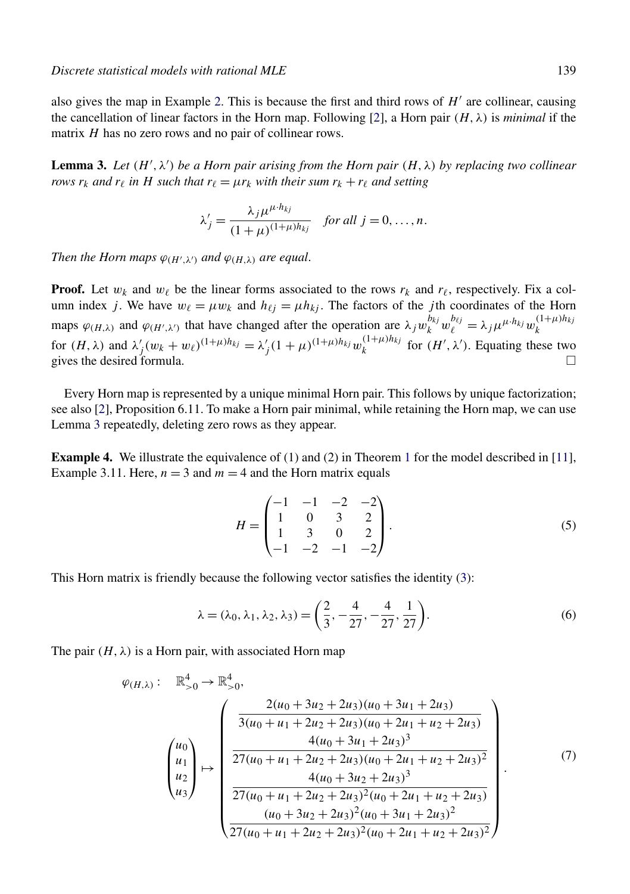also gives the map in Example 2. This is because the first and third rows of $H'$ are collinear, causing the cancellation of linear factors in the Horn map. Following [2], a Horn pair $(H, \lambda)$ is *minimal* if the matrix $H$ has no zero rows and no pair of collinear rows.

**Lemma 3.** *Let $(H', \lambda')$ be a Horn pair arising from the Horn pair $(H, \lambda)$ by replacing two collinear rows $r_k$ and $r_\ell$ in $H$ such that $r_\ell = \mu r_k$ with their sum $r_k + r_\ell$ and setting*

$$\lambda'_j = \frac{\lambda_j \mu^{\mu \cdot h_{kj}}}{(1+\mu)^{(1+\mu)h_{kj}}} \quad \textit{for all } j = 0, \dots, n.$$

*Then the Horn maps $\varphi_{(H', \lambda')}$ and $\varphi_{(H, \lambda)}$ are equal.*

**Proof.** Let $w_k$ and $w_\ell$ be the linear forms associated to the rows $r_k$ and $r_\ell$, respectively. Fix a column index $j$. We have $w_\ell = \mu w_k$ and $h_{\ell j} = \mu h_{kj}$. The factors of the $j$th coordinates of the Horn maps $\varphi_{(H,\lambda)}$ and $\varphi_{(H',\lambda')}$ that have changed after the operation are $\lambda_j w_k^{b_{kj}} w_\ell^{b_{\ell j}} = \lambda_j \mu^{\mu \cdot h_{kj}} w_k^{(1+\mu)h_{kj}}$ for $(H, \lambda)$ and $\lambda'_j (w_k + w_\ell)^{(1+\mu)h_{kj}} = \lambda'_j (1+\mu)^{(1+\mu)h_{kj}} w_k^{(1+\mu)h_{kj}}$ for $(H', \lambda')$. Equating these two gives the desired formula. $\square$

Every Horn map is represented by a unique minimal Horn pair. This follows by unique factorization; see also [2], Proposition 6.11. To make a Horn pair minimal, while retaining the Horn map, we can use Lemma 3 repeatedly, deleting zero rows as they appear.

**Example 4.** We illustrate the equivalence of (1) and (2) in Theorem 1 for the model described in [11], Example 3.11. Here, $n = 3$ and $m = 4$ and the Horn matrix equals

$$H = \begin{pmatrix} -1 & -1 & -2 & -2 \\ 1 & 0 & 3 & 2 \\ 1 & 3 & 0 & 2 \\ -1 & -2 & -1 & -2 \end{pmatrix}. \tag{5}$$

This Horn matrix is friendly because the following vector satisfies the identity (3):

$$\lambda = (\lambda_0, \lambda_1, \lambda_2, \lambda_3) = \left( \frac{2}{3}, -\frac{4}{27}, -\frac{4}{27}, \frac{1}{27} \right). \tag{6}$$

The pair $(H, \lambda)$ is a Horn pair, with associated Horn map

$$\varphi_{(H,\lambda)} : \quad \mathbb{R}^4_{>0} \to \mathbb{R}^4_{>0},$$
$$\begin{pmatrix} u_0 \\ u_1 \\ u_2 \\ u_3 \end{pmatrix} \mapsto \begin{pmatrix} \dfrac{2(u_0 + 3u_2 + 2u_3)(u_0 + 3u_1 + 2u_3)}{3(u_0 + u_1 + 2u_2 + 2u_3)(u_0 + 2u_1 + u_2 + 2u_3)} \\ \dfrac{4(u_0 + 3u_1 + 2u_3)^3}{27(u_0 + u_1 + 2u_2 + 2u_3)(u_0 + 2u_1 + u_2 + 2u_3)^2} \\ \dfrac{4(u_0 + 3u_2 + 2u_3)^3}{27(u_0 + u_1 + 2u_2 + 2u_3)^2(u_0 + 2u_1 + u_2 + 2u_3)} \\ \dfrac{(u_0 + 3u_2 + 2u_3)^2(u_0 + 3u_1 + 2u_3)^2}{27(u_0 + u_1 + 2u_2 + 2u_3)^2(u_0 + 2u_1 + u_2 + 2u_3)^2} \end{pmatrix}. \tag{7}$$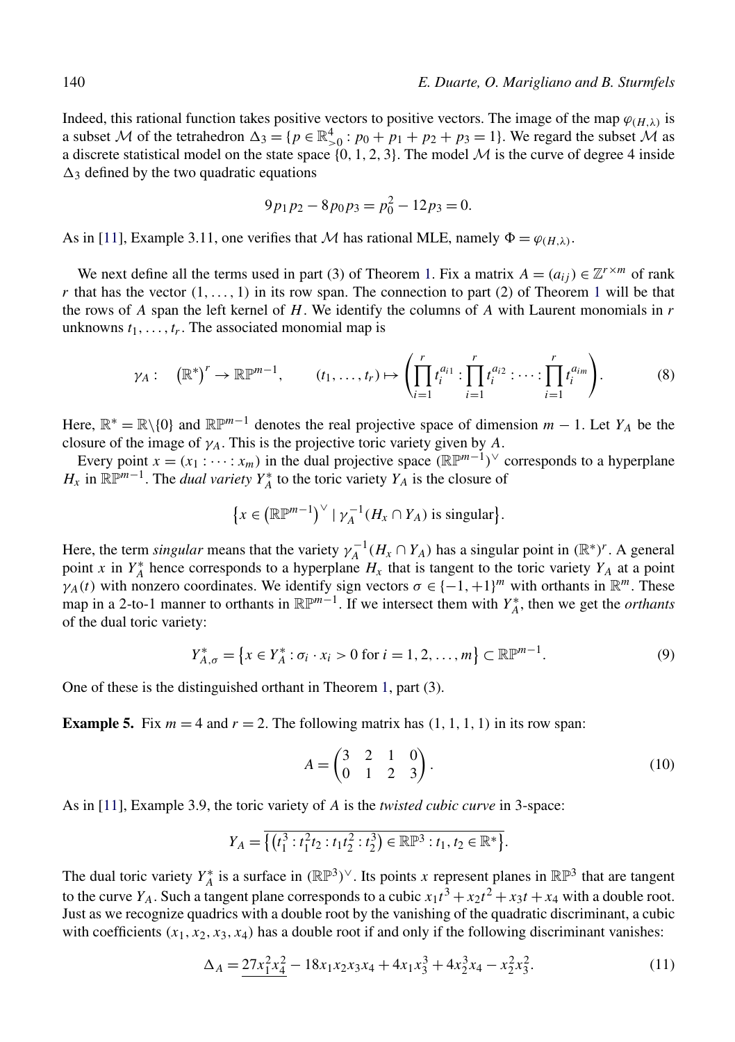Indeed, this rational function takes positive vectors to positive vectors. The image of the map $\varphi_{(H,\lambda)}$ is a subset $\mathcal{M}$ of the tetrahedron $\Delta_3 = \{p \in \mathbb{R}^4_{>0} : p_0 + p_1 + p_2 + p_3 = 1\}$. We regard the subset $\mathcal{M}$ as a discrete statistical model on the state space $\{0, 1, 2, 3\}$. The model $\mathcal{M}$ is the curve of degree 4 inside $\Delta_3$ defined by the two quadratic equations

$$9p_1p_2 - 8p_0p_3 = p_0^2 - 12p_3 = 0.$$

As in [11], Example 3.11, one verifies that $\mathcal{M}$ has rational MLE, namely $\Phi = \varphi_{(H,\lambda)}$.

We next define all the terms used in part (3) of Theorem 1. Fix a matrix $A = (a_{ij}) \in \mathbb{Z}^{r \times m}$ of rank $r$ that has the vector $(1, \ldots, 1)$ in its row span. The connection to part (2) of Theorem 1 will be that the rows of $A$ span the left kernel of $H$. We identify the columns of $A$ with Laurent monomials in $r$ unknowns $t_1, \ldots, t_r$. The associated monomial map is

$$\gamma_A : \quad (\mathbb{R}^*)^r \to \mathbb{RP}^{m-1}, \qquad (t_1, \ldots, t_r) \mapsto \left( \prod_{i=1}^r t_i^{a_{i1}} : \prod_{i=1}^r t_i^{a_{i2}} : \cdots : \prod_{i=1}^r t_i^{a_{im}} \right). \tag{8}$$

Here, $\mathbb{R}^* = \mathbb{R}\backslash\{0\}$ and $\mathbb{RP}^{m-1}$ denotes the real projective space of dimension $m-1$. Let $Y_A$ be the closure of the image of $\gamma_A$. This is the projective toric variety given by $A$.

Every point $x = (x_1 : \cdots : x_m)$ in the dual projective space $(\mathbb{RP}^{m-1})^\vee$ corresponds to a hyperplane $H_x$ in $\mathbb{RP}^{m-1}$. The *dual variety* $Y_A^*$ to the toric variety $Y_A$ is the closure of

$$\left\{ x \in \left(\mathbb{RP}^{m-1}\right)^\vee \mid \gamma_A^{-1}(H_x \cap Y_A) \text{ is singular} \right\}.$$

Here, the term *singular* means that the variety $\gamma_A^{-1}(H_x \cap Y_A)$ has a singular point in $(\mathbb{R}^*)^r$. A general point $x$ in $Y_A^*$ hence corresponds to a hyperplane $H_x$ that is tangent to the toric variety $Y_A$ at a point $\gamma_A(t)$ with nonzero coordinates. We identify sign vectors $\sigma \in \{-1, +1\}^m$ with orthants in $\mathbb{R}^m$. These map in a 2-to-1 manner to orthants in $\mathbb{RP}^{m-1}$. If we intersect them with $Y_A^*$, then we get the *orthants* of the dual toric variety:

$$Y_{A,\sigma}^* = \left\{ x \in Y_A^* : \sigma_i \cdot x_i > 0 \text{ for } i = 1, 2, \ldots, m \right\} \subset \mathbb{RP}^{m-1}. \tag{9}$$

One of these is the distinguished orthant in Theorem 1, part (3).

**Example 5.** Fix $m = 4$ and $r = 2$. The following matrix has $(1, 1, 1, 1)$ in its row span:

$$A = \begin{pmatrix} 3 & 2 & 1 & 0 \\ 0 & 1 & 2 & 3 \end{pmatrix}. \tag{10}$$

As in [11], Example 3.9, the toric variety of $A$ is the *twisted cubic curve* in 3-space:

$$Y_A = \overline{\left\{ \left(t_1^3 : t_1^2 t_2 : t_1 t_2^2 : t_2^3\right) \in \mathbb{RP}^3 : t_1, t_2 \in \mathbb{R}^* \right\}}.$$

The dual toric variety $Y_A^*$ is a surface in $(\mathbb{RP}^3)^\vee$. Its points $x$ represent planes in $\mathbb{RP}^3$ that are tangent to the curve $Y_A$. Such a tangent plane corresponds to a cubic $x_1t^3 + x_2t^2 + x_3t + x_4$ with a double root. Just as we recognize quadrics with a double root by the vanishing of the quadratic discriminant, a cubic with coefficients $(x_1, x_2, x_3, x_4)$ has a double root if and only if the following discriminant vanishes:

$$\Delta_A = \underline{27x_1^2x_4^2} - 18x_1x_2x_3x_4 + 4x_1x_3^3 + 4x_2^3x_4 - x_2^2x_3^2. \tag{11}$$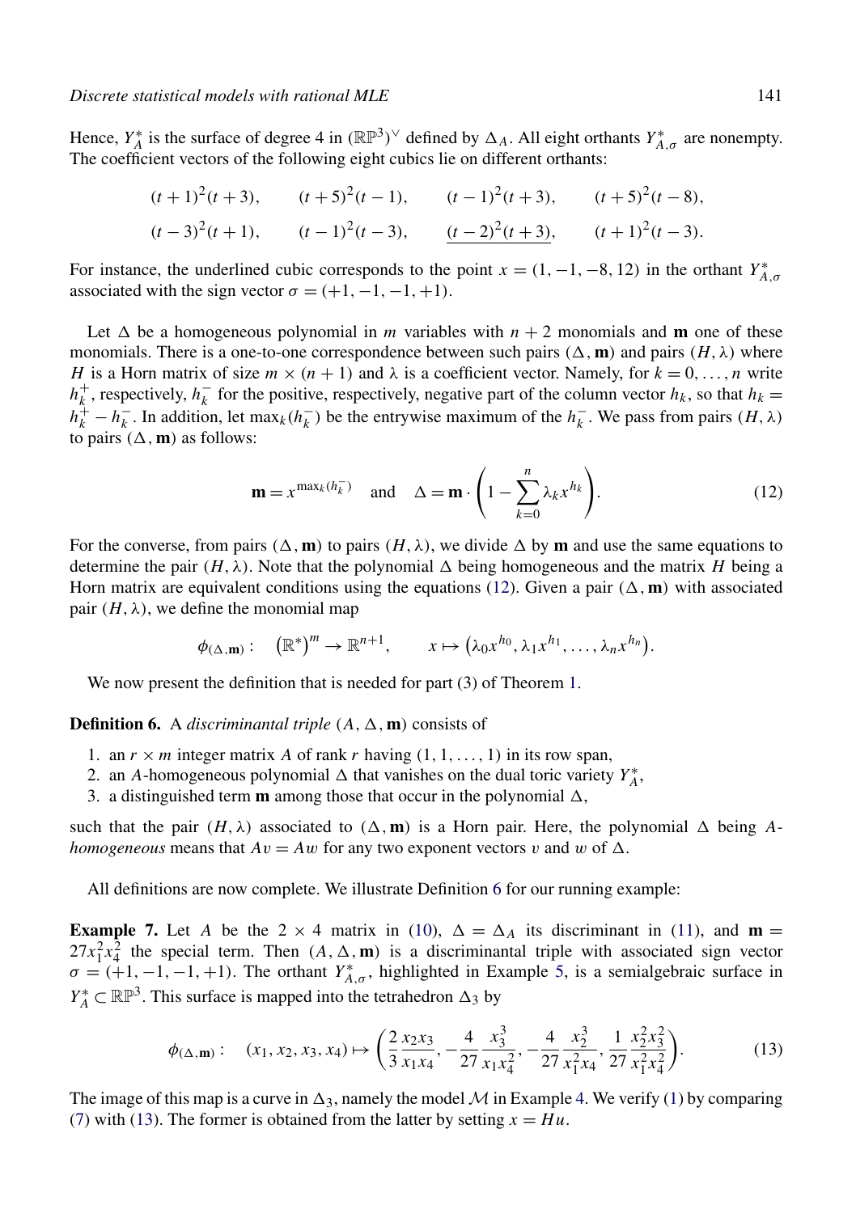Hence, $Y_A^*$ is the surface of degree 4 in $(\mathbb{RP}^3)^\vee$ defined by $\Delta_A$. All eight orthants $Y_{A,\sigma}^*$ are nonempty. The coefficient vectors of the following eight cubics lie on different orthants:

$$
\begin{array}{llll}
(t+1)^2(t+3), & (t+5)^2(t-1), & (t-1)^2(t+3), & (t+5)^2(t-8), \\
(t-3)^2(t+1), & (t-1)^2(t-3), & \underline{(t-2)^2(t+3)}, & (t+1)^2(t-3).
\end{array}
$$

For instance, the underlined cubic corresponds to the point $x = (1, -1, -8, 12)$ in the orthant $Y_{A,\sigma}^*$ associated with the sign vector $\sigma = (+1, -1, -1, +1)$.

Let $\Delta$ be a homogeneous polynomial in $m$ variables with $n+2$ monomials and $\mathbf{m}$ one of these monomials. There is a one-to-one correspondence between such pairs $(\Delta, \mathbf{m})$ and pairs $(H, \lambda)$ where $H$ is a Horn matrix of size $m \times (n+1)$ and $\lambda$ is a coefficient vector. Namely, for $k = 0, \ldots, n$ write $h_k^+$, respectively, $h_k^-$ for the positive, respectively, negative part of the column vector $h_k$, so that $h_k = h_k^+ - h_k^-$. In addition, let $\max_k(h_k^-)$ be the entrywise maximum of the $h_k^-$. We pass from pairs $(H, \lambda)$ to pairs $(\Delta, \mathbf{m})$ as follows:

$$
\mathbf{m} = x^{\max_k(h_k^-)} \quad \text{and} \quad \Delta = \mathbf{m} \cdot \left(1 - \sum_{k=0}^{n} \lambda_k x^{h_k}\right). \tag{12}
$$

For the converse, from pairs $(\Delta, \mathbf{m})$ to pairs $(H, \lambda)$, we divide $\Delta$ by $\mathbf{m}$ and use the same equations to determine the pair $(H, \lambda)$. Note that the polynomial $\Delta$ being homogeneous and the matrix $H$ being a Horn matrix are equivalent conditions using the equations (12). Given a pair $(\Delta, \mathbf{m})$ with associated pair $(H, \lambda)$, we define the monomial map

$$
\phi_{(\Delta,\mathbf{m})}: \quad (\mathbb{R}^*)^m \to \mathbb{R}^{n+1}, \qquad x \mapsto \left(\lambda_0 x^{h_0}, \lambda_1 x^{h_1}, \ldots, \lambda_n x^{h_n}\right).
$$

We now present the definition that is needed for part (3) of Theorem 1.

**Definition 6.** A *discriminantal triple* $(A, \Delta, \mathbf{m})$ consists of

1. an $r \times m$ integer matrix $A$ of rank $r$ having $(1, 1, \ldots, 1)$ in its row span,
2. an $A$-homogeneous polynomial $\Delta$ that vanishes on the dual toric variety $Y_A^*$,
3. a distinguished term $\mathbf{m}$ among those that occur in the polynomial $\Delta$,

such that the pair $(H, \lambda)$ associated to $(\Delta, \mathbf{m})$ is a Horn pair. Here, the polynomial $\Delta$ being $A$-*homogeneous* means that $Av = Aw$ for any two exponent vectors $v$ and $w$ of $\Delta$.

All definitions are now complete. We illustrate Definition 6 for our running example:

**Example 7.** Let $A$ be the $2 \times 4$ matrix in (10), $\Delta = \Delta_A$ its discriminant in (11), and $\mathbf{m} = 27x_1^2x_4^2$ the special term. Then $(A, \Delta, \mathbf{m})$ is a discriminantal triple with associated sign vector $\sigma = (+1, -1, -1, +1)$. The orthant $Y_{A,\sigma}^*$, highlighted in Example 5, is a semialgebraic surface in $Y_A^* \subset \mathbb{RP}^3$. This surface is mapped into the tetrahedron $\Delta_3$ by

$$
\phi_{(\Delta,\mathbf{m})}: \quad (x_1, x_2, x_3, x_4) \mapsto \left(\frac{2}{3}\frac{x_2x_3}{x_1x_4}, -\frac{4}{27}\frac{x_3^3}{x_1x_4^2}, -\frac{4}{27}\frac{x_2^3}{x_1^2x_4}, \frac{1}{27}\frac{x_2^2x_3^2}{x_1^2x_4^2}\right). \tag{13}
$$

The image of this map is a curve in $\Delta_3$, namely the model $\mathcal{M}$ in Example 4. We verify (1) by comparing (7) with (13). The former is obtained from the latter by setting $x = Hu$.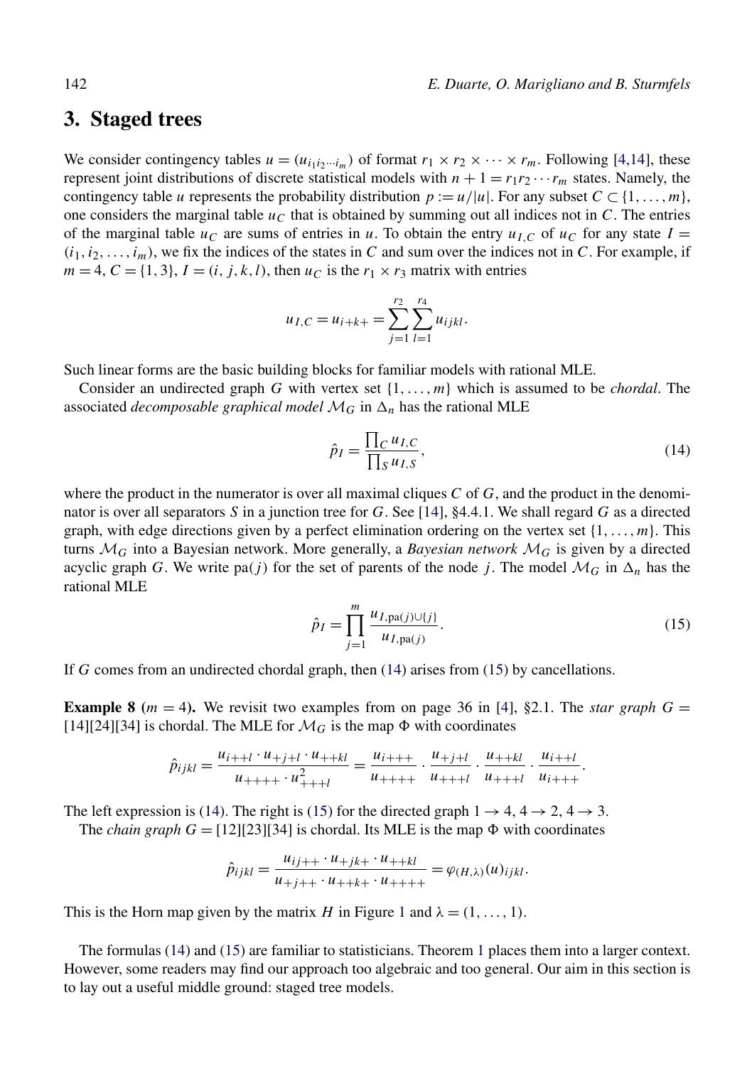## 3. Staged trees

We consider contingency tables $u = (u_{i_1 i_2 \cdots i_m})$ of format $r_1 \times r_2 \times \cdots \times r_m$. Following [4,14], these represent joint distributions of discrete statistical models with $n+1 = r_1 r_2 \cdots r_m$ states. Namely, the contingency table $u$ represents the probability distribution $p := u/|u|$. For any subset $C \subset \{1, \ldots, m\}$, one considers the marginal table $u_C$ that is obtained by summing out all indices not in $C$. The entries of the marginal table $u_C$ are sums of entries in $u$. To obtain the entry $u_{I,C}$ of $u_C$ for any state $I = (i_1, i_2, \ldots, i_m)$, we fix the indices of the states in $C$ and sum over the indices not in $C$. For example, if $m = 4$, $C = \{1, 3\}$, $I = (i, j, k, l)$, then $u_C$ is the $r_1 \times r_3$ matrix with entries

$$u_{I,C} = u_{i+k+} = \sum_{j=1}^{r_2} \sum_{l=1}^{r_4} u_{ijkl}.$$

Such linear forms are the basic building blocks for familiar models with rational MLE.

Consider an undirected graph $G$ with vertex set $\{1, \ldots, m\}$ which is assumed to be *chordal*. The associated *decomposable graphical model* $\mathcal{M}_G$ in $\Delta_n$ has the rational MLE

$$\hat{p}_I = \frac{\prod_C u_{I,C}}{\prod_S u_{I,S}}, \tag{14}$$

where the product in the numerator is over all maximal cliques $C$ of $G$, and the product in the denominator is over all separators $S$ in a junction tree for $G$. See [14], §4.4.1. We shall regard $G$ as a directed graph, with edge directions given by a perfect elimination ordering on the vertex set $\{1, \ldots, m\}$. This turns $\mathcal{M}_G$ into a Bayesian network. More generally, a *Bayesian network* $\mathcal{M}_G$ is given by a directed acyclic graph $G$. We write $\mathrm{pa}(j)$ for the set of parents of the node $j$. The model $\mathcal{M}_G$ in $\Delta_n$ has the rational MLE

$$\hat{p}_I = \prod_{j=1}^{m} \frac{u_{I,\mathrm{pa}(j)\cup\{j\}}}{u_{I,\mathrm{pa}(j)}}. \tag{15}$$

If $G$ comes from an undirected chordal graph, then (14) arises from (15) by cancellations.

**Example 8** (**$m = 4$**). We revisit two examples from on page 36 in [4], §2.1. The *star graph* $G = [14][24][34]$ is chordal. The MLE for $\mathcal{M}_G$ is the map $\Phi$ with coordinates

$$\hat{p}_{ijkl} = \frac{u_{i++l} \cdot u_{+j+l} \cdot u_{++kl}}{u_{++++} \cdot u_{+++l}^2} = \frac{u_{i+++}}{u_{++++}} \cdot \frac{u_{+j+l}}{u_{+++l}} \cdot \frac{u_{++kl}}{u_{+++l}} \cdot \frac{u_{i++l}}{u_{i+++}}.$$

The left expression is (14). The right is (15) for the directed graph $1 \to 4$, $4 \to 2$, $4 \to 3$.

The *chain graph* $G = [12][23][34]$ is chordal. Its MLE is the map $\Phi$ with coordinates

$$\hat{p}_{ijkl} = \frac{u_{ij++} \cdot u_{+jk+} \cdot u_{++kl}}{u_{+j++} \cdot u_{++k+} \cdot u_{++++}} = \varphi_{(H,\lambda)}(u)_{ijkl}.$$

This is the Horn map given by the matrix $H$ in Figure 1 and $\lambda = (1, \ldots, 1)$.

The formulas (14) and (15) are familiar to statisticians. Theorem 1 places them into a larger context. However, some readers may find our approach too algebraic and too general. Our aim in this section is to lay out a useful middle ground: staged tree models.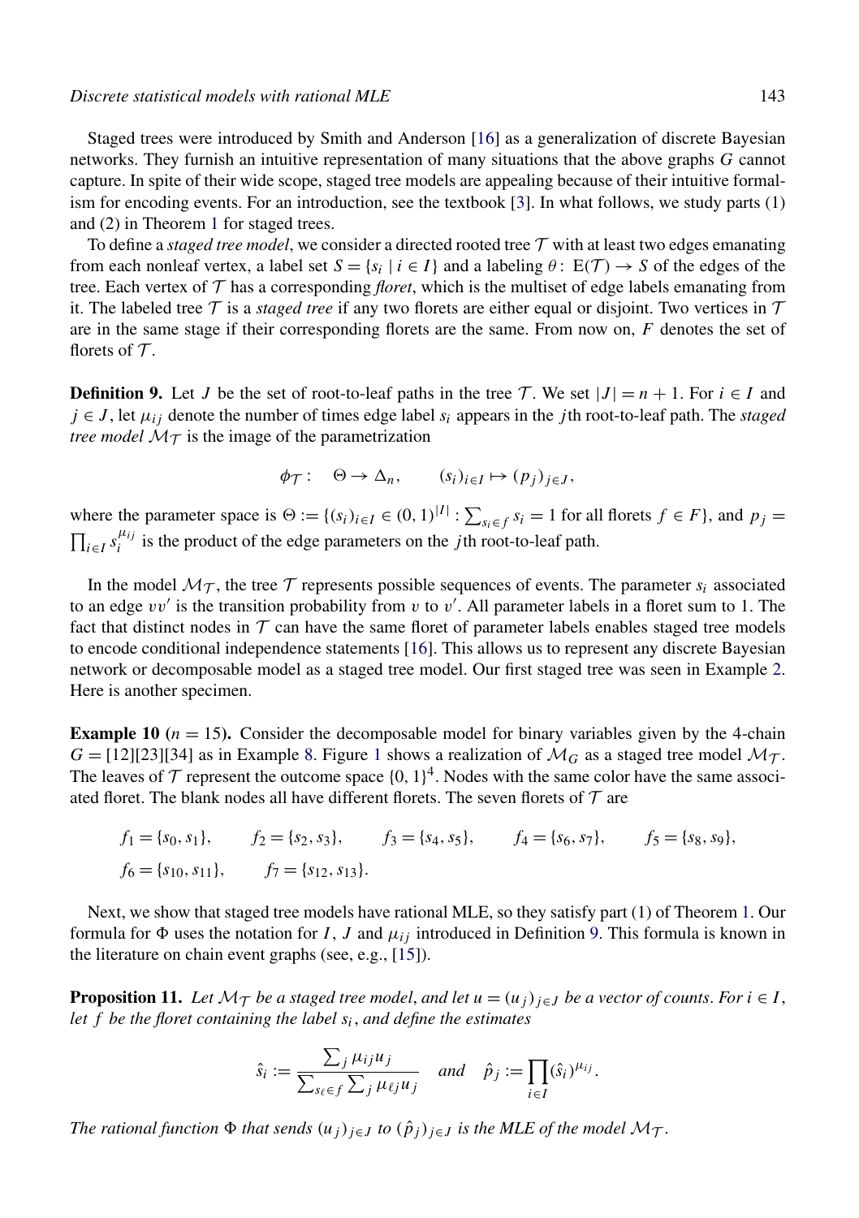Staged trees were introduced by Smith and Anderson [16] as a generalization of discrete Bayesian networks. They furnish an intuitive representation of many situations that the above graphs $G$ cannot capture. In spite of their wide scope, staged tree models are appealing because of their intuitive formalism for encoding events. For an introduction, see the textbook [3]. In what follows, we study parts (1) and (2) in Theorem 1 for staged trees.

To define a *staged tree model*, we consider a directed rooted tree $\mathcal{T}$ with at least two edges emanating from each nonleaf vertex, a label set $S = \{s_i \mid i \in I\}$ and a labeling $\theta\colon \mathrm{E}(\mathcal{T}) \to S$ of the edges of the tree. Each vertex of $\mathcal{T}$ has a corresponding *floret*, which is the multiset of edge labels emanating from it. The labeled tree $\mathcal{T}$ is a *staged tree* if any two florets are either equal or disjoint. Two vertices in $\mathcal{T}$ are in the same stage if their corresponding florets are the same. From now on, $F$ denotes the set of florets of $\mathcal{T}$.

**Definition 9.** Let $J$ be the set of root-to-leaf paths in the tree $\mathcal{T}$. We set $|J| = n + 1$. For $i \in I$ and $j \in J$, let $\mu_{ij}$ denote the number of times edge label $s_i$ appears in the $j$th root-to-leaf path. The *staged tree model* $\mathcal{M}_{\mathcal{T}}$ is the image of the parametrization

$$\phi_{\mathcal{T}}\colon \quad \Theta \to \Delta_n, \qquad (s_i)_{i\in I} \mapsto (p_j)_{j\in J},$$

where the parameter space is $\Theta := \{(s_i)_{i\in I} \in (0,1)^{|I|} : \sum_{s_i \in f} s_i = 1 \text{ for all florets } f \in F\}$, and $p_j = \prod_{i\in I} s_i^{\mu_{ij}}$ is the product of the edge parameters on the $j$th root-to-leaf path.

In the model $\mathcal{M}_{\mathcal{T}}$, the tree $\mathcal{T}$ represents possible sequences of events. The parameter $s_i$ associated to an edge $vv'$ is the transition probability from $v$ to $v'$. All parameter labels in a floret sum to 1. The fact that distinct nodes in $\mathcal{T}$ can have the same floret of parameter labels enables staged tree models to encode conditional independence statements [16]. This allows us to represent any discrete Bayesian network or decomposable model as a staged tree model. Our first staged tree was seen in Example 2. Here is another specimen.

**Example 10** ($n = 15$)**.** Consider the decomposable model for binary variables given by the 4-chain $G = [12][23][34]$ as in Example 8. Figure 1 shows a realization of $\mathcal{M}_G$ as a staged tree model $\mathcal{M}_{\mathcal{T}}$. The leaves of $\mathcal{T}$ represent the outcome space $\{0,1\}^4$. Nodes with the same color have the same associated floret. The blank nodes all have different florets. The seven florets of $\mathcal{T}$ are

$$f_1 = \{s_0, s_1\}, \qquad f_2 = \{s_2, s_3\}, \qquad f_3 = \{s_4, s_5\}, \qquad f_4 = \{s_6, s_7\}, \qquad f_5 = \{s_8, s_9\},$$
$$f_6 = \{s_{10}, s_{11}\}, \qquad f_7 = \{s_{12}, s_{13}\}.$$

Next, we show that staged tree models have rational MLE, so they satisfy part (1) of Theorem 1. Our formula for $\Phi$ uses the notation for $I$, $J$ and $\mu_{ij}$ introduced in Definition 9. This formula is known in the literature on chain event graphs (see, e.g., [15]).

**Proposition 11.** *Let $\mathcal{M}_{\mathcal{T}}$ be a staged tree model, and let $u = (u_j)_{j\in J}$ be a vector of counts. For $i \in I$, let $f$ be the floret containing the label $s_i$, and define the estimates*

$$\hat{s}_i := \frac{\sum_j \mu_{ij} u_j}{\sum_{s_\ell \in f} \sum_j \mu_{\ell j} u_j} \quad \text{and} \quad \hat{p}_j := \prod_{i\in I} (\hat{s}_i)^{\mu_{ij}}.$$

*The rational function $\Phi$ that sends $(u_j)_{j\in J}$ to $(\hat{p}_j)_{j\in J}$ is the MLE of the model $\mathcal{M}_{\mathcal{T}}$.*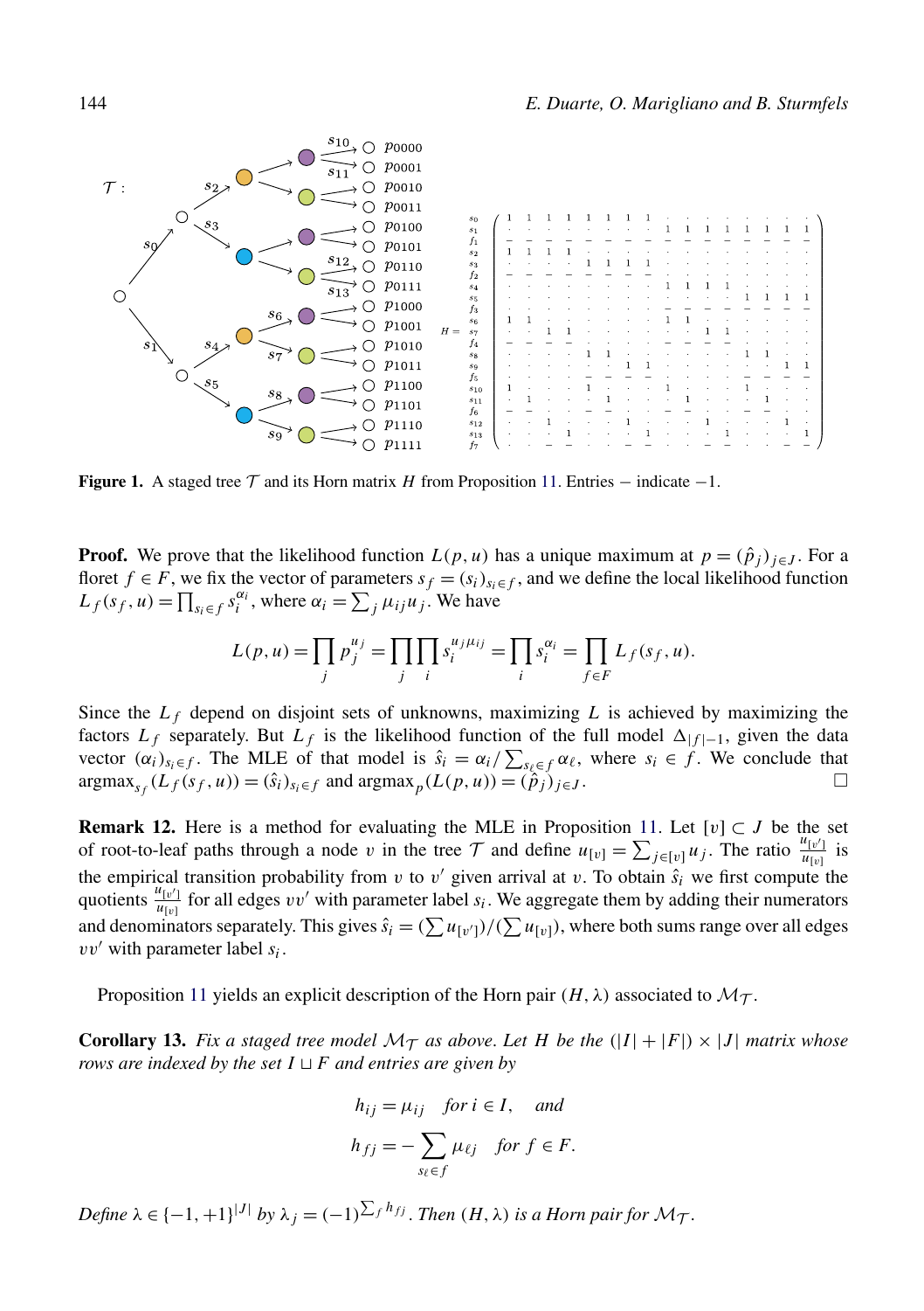**Figure 1.** A staged tree $\mathcal{T}$ and its Horn matrix $H$ from Proposition 11. Entries $-$ indicate $-1$.

**Proof.** We prove that the likelihood function $L(p,u)$ has a unique maximum at $p = (\hat{p}_j)_{j\in J}$. For a floret $f \in F$, we fix the vector of parameters $s_f = (s_i)_{s_i \in f}$, and we define the local likelihood function $L_f(s_f, u) = \prod_{s_i \in f} s_i^{\alpha_i}$, where $\alpha_i = \sum_j \mu_{ij} u_j$. We have

$$L(p,u) = \prod_j p_j^{u_j} = \prod_j \prod_i s_i^{u_j \mu_{ij}} = \prod_i s_i^{\alpha_i} = \prod_{f\in F} L_f(s_f, u).$$

Since the $L_f$ depend on disjoint sets of unknowns, maximizing $L$ is achieved by maximizing the factors $L_f$ separately. But $L_f$ is the likelihood function of the full model $\Delta_{|f|-1}$, given the data vector $(\alpha_i)_{s_i \in f}$. The MLE of that model is $\hat{s}_i = \alpha_i / \sum_{s_\ell \in f} \alpha_\ell$, where $s_i \in f$. We conclude that $\operatorname{argmax}_{s_f}(L_f(s_f,u)) = (\hat{s}_i)_{s_i\in f}$ and $\operatorname{argmax}_p(L(p,u)) = (\hat{p}_j)_{j\in J}$. □

**Remark 12.** Here is a method for evaluating the MLE in Proposition 11. Let $[v] \subset J$ be the set of root-to-leaf paths through a node $v$ in the tree $\mathcal{T}$ and define $u_{[v]} = \sum_{j\in[v]} u_j$. The ratio $\frac{u_{[v']}}{u_{[v]}}$ is the empirical transition probability from $v$ to $v'$ given arrival at $v$. To obtain $\hat{s}_i$ we first compute the quotients $\frac{u_{[v']}}{u_{[v]}}$ for all edges $vv'$ with parameter label $s_i$. We aggregate them by adding their numerators and denominators separately. This gives $\hat{s}_i = (\sum u_{[v']})/(\sum u_{[v]})$, where both sums range over all edges $vv'$ with parameter label $s_i$.

Proposition 11 yields an explicit description of the Horn pair $(H, \lambda)$ associated to $\mathcal{M}_{\mathcal{T}}$.

**Corollary 13.** *Fix a staged tree model $\mathcal{M}_{\mathcal{T}}$ as above. Let $H$ be the $(|I|+|F|)\times|J|$ matrix whose rows are indexed by the set $I \sqcup F$ and entries are given by*

$$h_{ij} = \mu_{ij} \quad \textit{for } i \in I, \quad \textit{and}$$

$$h_{fj} = -\sum_{s_\ell \in f} \mu_{\ell j} \quad \textit{for } f \in F.$$

*Define $\lambda \in \{-1,+1\}^{|J|}$ by $\lambda_j = (-1)^{\sum_f h_{fj}}$. Then $(H,\lambda)$ is a Horn pair for $\mathcal{M}_{\mathcal{T}}$.*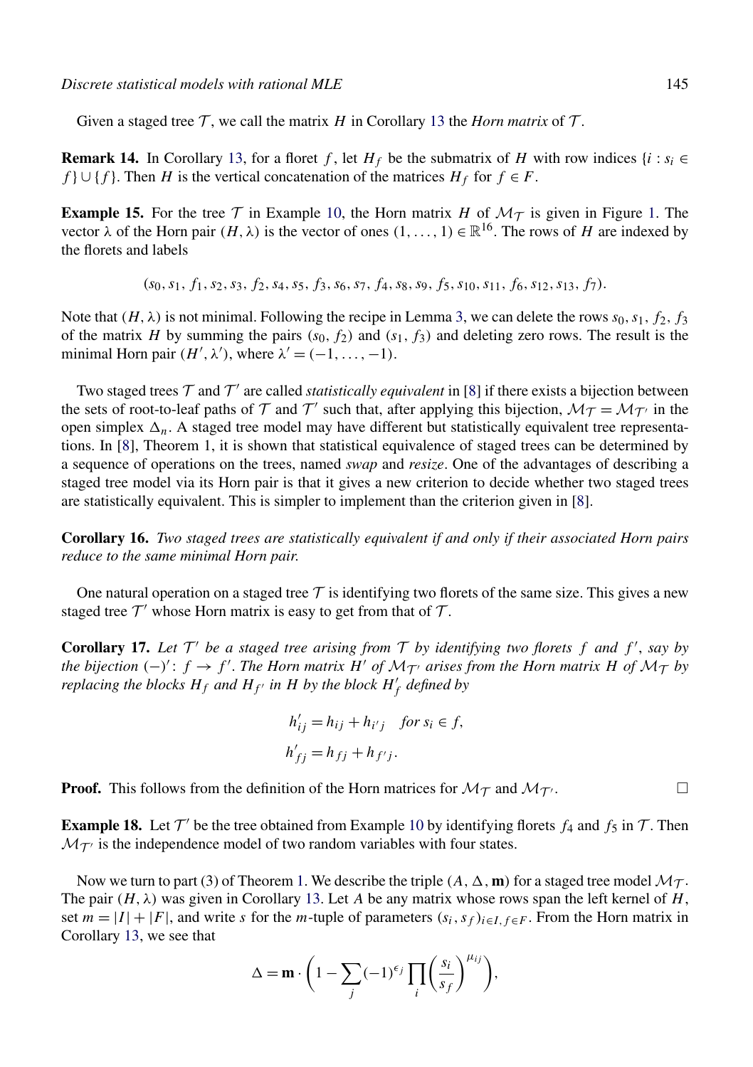Given a staged tree $\mathcal{T}$, we call the matrix $H$ in Corollary 13 the *Horn matrix* of $\mathcal{T}$.

**Remark 14.** In Corollary 13, for a floret $f$, let $H_f$ be the submatrix of $H$ with row indices $\{i : s_i \in f\} \cup \{f\}$. Then $H$ is the vertical concatenation of the matrices $H_f$ for $f \in F$.

**Example 15.** For the tree $\mathcal{T}$ in Example 10, the Horn matrix $H$ of $\mathcal{M}_\mathcal{T}$ is given in Figure 1. The vector $\lambda$ of the Horn pair $(H, \lambda)$ is the vector of ones $(1, \ldots, 1) \in \mathbb{R}^{16}$. The rows of $H$ are indexed by the florets and labels

$$(s_0, s_1, f_1, s_2, s_3, f_2, s_4, s_5, f_3, s_6, s_7, f_4, s_8, s_9, f_5, s_{10}, s_{11}, f_6, s_{12}, s_{13}, f_7).$$

Note that $(H, \lambda)$ is not minimal. Following the recipe in Lemma 3, we can delete the rows $s_0, s_1, f_2, f_3$ of the matrix $H$ by summing the pairs $(s_0, f_2)$ and $(s_1, f_3)$ and deleting zero rows. The result is the minimal Horn pair $(H', \lambda')$, where $\lambda' = (-1, \ldots, -1)$.

Two staged trees $\mathcal{T}$ and $\mathcal{T}'$ are called *statistically equivalent* in [8] if there exists a bijection between the sets of root-to-leaf paths of $\mathcal{T}$ and $\mathcal{T}'$ such that, after applying this bijection, $\mathcal{M}_\mathcal{T} = \mathcal{M}_{\mathcal{T}'}$ in the open simplex $\Delta_n$. A staged tree model may have different but statistically equivalent tree representations. In [8], Theorem 1, it is shown that statistical equivalence of staged trees can be determined by a sequence of operations on the trees, named *swap* and *resize*. One of the advantages of describing a staged tree model via its Horn pair is that it gives a new criterion to decide whether two staged trees are statistically equivalent. This is simpler to implement than the criterion given in [8].

**Corollary 16.** *Two staged trees are statistically equivalent if and only if their associated Horn pairs reduce to the same minimal Horn pair.*

One natural operation on a staged tree $\mathcal{T}$ is identifying two florets of the same size. This gives a new staged tree $\mathcal{T}'$ whose Horn matrix is easy to get from that of $\mathcal{T}$.

**Corollary 17.** *Let $\mathcal{T}'$ be a staged tree arising from $\mathcal{T}$ by identifying two florets $f$ and $f'$, say by the bijection $(-)' : f \to f'$. The Horn matrix $H'$ of $\mathcal{M}_{\mathcal{T}'}$ arises from the Horn matrix $H$ of $\mathcal{M}_\mathcal{T}$ by replacing the blocks $H_f$ and $H_{f'}$ in $H$ by the block $H'_f$ defined by*

$$h'_{ij} = h_{ij} + h_{i'j} \quad \text{for } s_i \in f,$$
$$h'_{fj} = h_{fj} + h_{f'j}.$$

**Proof.** This follows from the definition of the Horn matrices for $\mathcal{M}_\mathcal{T}$ and $\mathcal{M}_{\mathcal{T}'}$. □

**Example 18.** Let $\mathcal{T}'$ be the tree obtained from Example 10 by identifying florets $f_4$ and $f_5$ in $\mathcal{T}$. Then $\mathcal{M}_{\mathcal{T}'}$ is the independence model of two random variables with four states.

Now we turn to part (3) of Theorem 1. We describe the triple $(A, \Delta, \mathbf{m})$ for a staged tree model $\mathcal{M}_\mathcal{T}$. The pair $(H, \lambda)$ was given in Corollary 13. Let $A$ be any matrix whose rows span the left kernel of $H$, set $m = |I| + |F|$, and write $s$ for the $m$-tuple of parameters $(s_i, s_f)_{i \in I, f \in F}$. From the Horn matrix in Corollary 13, we see that

$$\Delta = \mathbf{m} \cdot \left(1 - \sum_j (-1)^{\epsilon_j} \prod_i \left(\frac{s_i}{s_f}\right)^{\mu_{ij}}\right),$$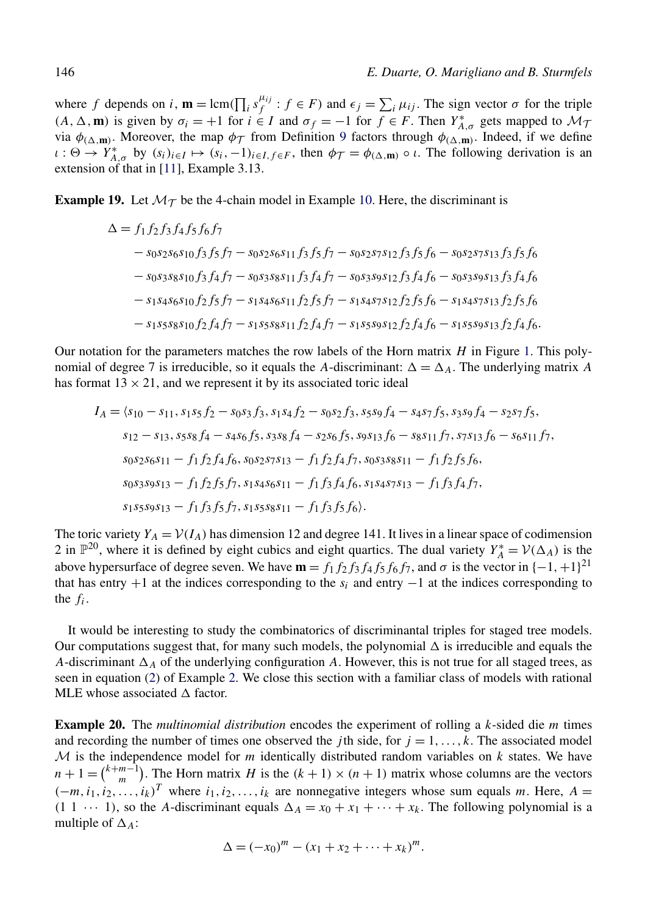where $f$ depends on $i$, $\mathbf{m} = \operatorname{lcm}(\prod_i s_f^{\mu_{ij}} : f \in F)$ and $\epsilon_j = \sum_i \mu_{ij}$. The sign vector $\sigma$ for the triple $(A, \Delta, \mathbf{m})$ is given by $\sigma_i = +1$ for $i \in I$ and $\sigma_f = -1$ for $f \in F$. Then $Y^*_{A,\sigma}$ gets mapped to $\mathcal{M}_{\mathcal{T}}$ via $\phi_{(\Delta,\mathbf{m})}$. Moreover, the map $\phi_{\mathcal{T}}$ from Definition 9 factors through $\phi_{(\Delta,\mathbf{m})}$. Indeed, if we define $\iota : \Theta \to Y^*_{A,\sigma}$ by $(s_i)_{i\in I} \mapsto (s_i, -1)_{i\in I, f\in F}$, then $\phi_{\mathcal{T}} = \phi_{(\Delta,\mathbf{m})} \circ \iota$. The following derivation is an extension of that in [11], Example 3.13.

**Example 19.** Let $\mathcal{M}_{\mathcal{T}}$ be the 4-chain model in Example 10. Here, the discriminant is

$$
\begin{aligned}
\Delta = {} & f_1 f_2 f_3 f_4 f_5 f_6 f_7 \\
& - s_0 s_2 s_6 s_{10} f_3 f_5 f_7 - s_0 s_2 s_6 s_{11} f_3 f_5 f_7 - s_0 s_2 s_7 s_{12} f_3 f_5 f_6 - s_0 s_2 s_7 s_{13} f_3 f_5 f_6 \\
& - s_0 s_3 s_8 s_{10} f_3 f_4 f_7 - s_0 s_3 s_8 s_{11} f_3 f_4 f_7 - s_0 s_3 s_9 s_{12} f_3 f_4 f_6 - s_0 s_3 s_9 s_{13} f_3 f_4 f_6 \\
& - s_1 s_4 s_6 s_{10} f_2 f_5 f_7 - s_1 s_4 s_6 s_{11} f_2 f_5 f_7 - s_1 s_4 s_7 s_{12} f_2 f_5 f_6 - s_1 s_4 s_7 s_{13} f_2 f_5 f_6 \\
& - s_1 s_5 s_8 s_{10} f_2 f_4 f_7 - s_1 s_5 s_8 s_{11} f_2 f_4 f_7 - s_1 s_5 s_9 s_{12} f_2 f_4 f_6 - s_1 s_5 s_9 s_{13} f_2 f_4 f_6.
\end{aligned}
$$

Our notation for the parameters matches the row labels of the Horn matrix $H$ in Figure 1. This polynomial of degree 7 is irreducible, so it equals the $A$-discriminant: $\Delta = \Delta_A$. The underlying matrix $A$ has format $13 \times 21$, and we represent it by its associated toric ideal

$$
\begin{aligned}
I_A = \langle & s_{10} - s_{11},\, s_1 s_5 f_2 - s_0 s_3 f_3,\, s_1 s_4 f_2 - s_0 s_2 f_3,\, s_5 s_9 f_4 - s_4 s_7 f_5,\, s_3 s_9 f_4 - s_2 s_7 f_5, \\
& s_{12} - s_{13},\, s_5 s_8 f_4 - s_4 s_6 f_5,\, s_3 s_8 f_4 - s_2 s_6 f_5,\, s_9 s_{13} f_6 - s_8 s_{11} f_7,\, s_7 s_{13} f_6 - s_6 s_{11} f_7, \\
& s_0 s_2 s_6 s_{11} - f_1 f_2 f_4 f_6,\, s_0 s_2 s_7 s_{13} - f_1 f_2 f_4 f_7,\, s_0 s_3 s_8 s_{11} - f_1 f_2 f_5 f_6, \\
& s_0 s_3 s_9 s_{13} - f_1 f_2 f_5 f_7,\, s_1 s_4 s_6 s_{11} - f_1 f_3 f_4 f_6,\, s_1 s_4 s_7 s_{13} - f_1 f_3 f_4 f_7, \\
& s_1 s_5 s_9 s_{13} - f_1 f_3 f_5 f_7,\, s_1 s_5 s_8 s_{11} - f_1 f_3 f_5 f_6 \rangle.
\end{aligned}
$$

The toric variety $Y_A = \mathcal{V}(I_A)$ has dimension 12 and degree 141. It lives in a linear space of codimension 2 in $\mathbb{P}^{20}$, where it is defined by eight cubics and eight quartics. The dual variety $Y_A^* = \mathcal{V}(\Delta_A)$ is the above hypersurface of degree seven. We have $\mathbf{m} = f_1 f_2 f_3 f_4 f_5 f_6 f_7$, and $\sigma$ is the vector in $\{-1, +1\}^{21}$ that has entry $+1$ at the indices corresponding to the $s_i$ and entry $-1$ at the indices corresponding to the $f_i$.

It would be interesting to study the combinatorics of discriminantal triples for staged tree models. Our computations suggest that, for many such models, the polynomial $\Delta$ is irreducible and equals the $A$-discriminant $\Delta_A$ of the underlying configuration $A$. However, this is not true for all staged trees, as seen in equation (2) of Example 2. We close this section with a familiar class of models with rational MLE whose associated $\Delta$ factor.

**Example 20.** The *multinomial distribution* encodes the experiment of rolling a $k$-sided die $m$ times and recording the number of times one observed the $j$th side, for $j = 1, \ldots, k$. The associated model $\mathcal{M}$ is the independence model for $m$ identically distributed random variables on $k$ states. We have $n + 1 = \binom{k+m-1}{m}$. The Horn matrix $H$ is the $(k+1) \times (n+1)$ matrix whose columns are the vectors $(-m, i_1, i_2, \ldots, i_k)^T$ where $i_1, i_2, \ldots, i_k$ are nonnegative integers whose sum equals $m$. Here, $A = (1\ 1\ \cdots\ 1)$, so the $A$-discriminant equals $\Delta_A = x_0 + x_1 + \cdots + x_k$. The following polynomial is a multiple of $\Delta_A$:

$$
\Delta = (-x_0)^m - (x_1 + x_2 + \cdots + x_k)^m.
$$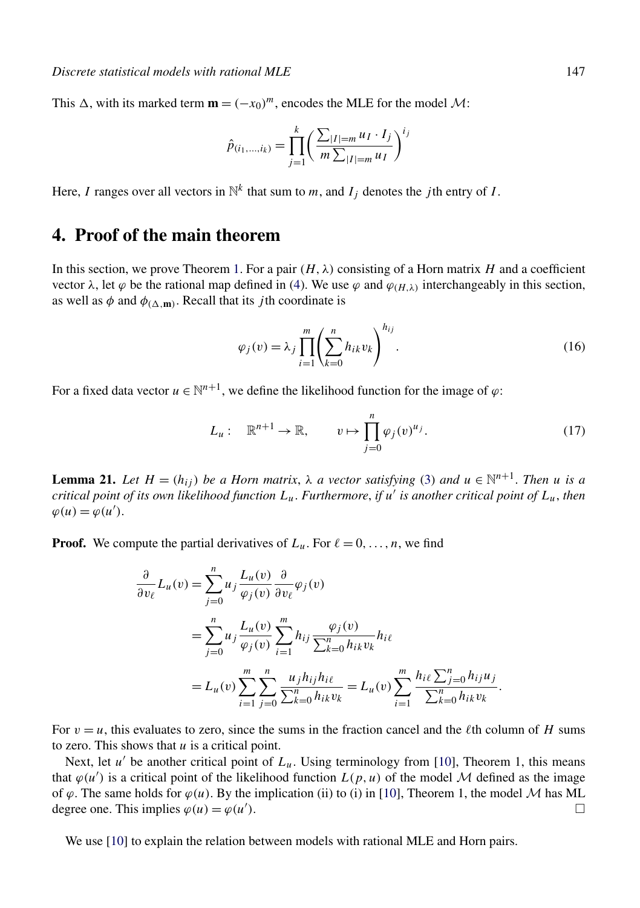This $\Delta$, with its marked term $\mathbf{m} = (-x_0)^m$, encodes the MLE for the model $\mathcal{M}$:

$$\hat{p}_{(i_1,\ldots,i_k)} = \prod_{j=1}^{k} \left( \frac{\sum_{|I|=m} u_I \cdot I_j}{m \sum_{|I|=m} u_I} \right)^{i_j}$$

Here, $I$ ranges over all vectors in $\mathbb{N}^k$ that sum to $m$, and $I_j$ denotes the $j$th entry of $I$.

## 4. Proof of the main theorem

In this section, we prove Theorem 1. For a pair $(H, \lambda)$ consisting of a Horn matrix $H$ and a coefficient vector $\lambda$, let $\varphi$ be the rational map defined in (4). We use $\varphi$ and $\varphi_{(H,\lambda)}$ interchangeably in this section, as well as $\phi$ and $\phi_{(\Delta,\mathbf{m})}$. Recall that its $j$th coordinate is

$$\varphi_j(v) = \lambda_j \prod_{i=1}^{m} \left( \sum_{k=0}^{n} h_{ik} v_k \right)^{h_{ij}}. \tag{16}$$

For a fixed data vector $u \in \mathbb{N}^{n+1}$, we define the likelihood function for the image of $\varphi$:

$$L_u : \quad \mathbb{R}^{n+1} \to \mathbb{R}, \qquad v \mapsto \prod_{j=0}^{n} \varphi_j(v)^{u_j}. \tag{17}$$

**Lemma 21.** *Let $H = (h_{ij})$ be a Horn matrix, $\lambda$ a vector satisfying (3) and $u \in \mathbb{N}^{n+1}$. Then $u$ is a critical point of its own likelihood function $L_u$. Furthermore, if $u'$ is another critical point of $L_u$, then $\varphi(u) = \varphi(u')$.*

**Proof.** We compute the partial derivatives of $L_u$. For $\ell = 0, \ldots, n$, we find

$$\begin{aligned}
\frac{\partial}{\partial v_\ell} L_u(v) &= \sum_{j=0}^{n} u_j \frac{L_u(v)}{\varphi_j(v)} \frac{\partial}{\partial v_\ell} \varphi_j(v) \\
&= \sum_{j=0}^{n} u_j \frac{L_u(v)}{\varphi_j(v)} \sum_{i=1}^{m} h_{ij} \frac{\varphi_j(v)}{\sum_{k=0}^{n} h_{ik} v_k} h_{i\ell} \\
&= L_u(v) \sum_{i=1}^{m} \sum_{j=0}^{n} \frac{u_j h_{ij} h_{i\ell}}{\sum_{k=0}^{n} h_{ik} v_k} = L_u(v) \sum_{i=1}^{m} \frac{h_{i\ell} \sum_{j=0}^{n} h_{ij} u_j}{\sum_{k=0}^{n} h_{ik} v_k}.
\end{aligned}$$

For $v = u$, this evaluates to zero, since the sums in the fraction cancel and the $\ell$th column of $H$ sums to zero. This shows that $u$ is a critical point.

Next, let $u'$ be another critical point of $L_u$. Using terminology from [10], Theorem 1, this means that $\varphi(u')$ is a critical point of the likelihood function $L(p, u)$ of the model $\mathcal{M}$ defined as the image of $\varphi$. The same holds for $\varphi(u)$. By the implication (ii) to (i) in [10], Theorem 1, the model $\mathcal{M}$ has ML degree one. This implies $\varphi(u) = \varphi(u')$. $\square$

We use [10] to explain the relation between models with rational MLE and Horn pairs.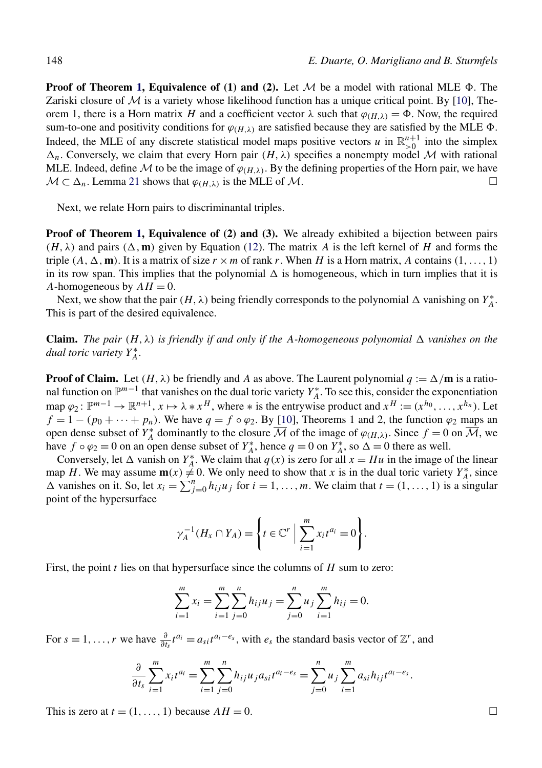**Proof of Theorem 1, Equivalence of (1) and (2).** Let $\mathcal{M}$ be a model with rational MLE $\Phi$. The Zariski closure of $\mathcal{M}$ is a variety whose likelihood function has a unique critical point. By [10], Theorem 1, there is a Horn matrix $H$ and a coefficient vector $\lambda$ such that $\varphi_{(H,\lambda)} = \Phi$. Now, the required sum-to-one and positivity conditions for $\varphi_{(H,\lambda)}$ are satisfied because they are satisfied by the MLE $\Phi$. Indeed, the MLE of any discrete statistical model maps positive vectors $u$ in $\mathbb{R}^{n+1}_{>0}$ into the simplex $\Delta_n$. Conversely, we claim that every Horn pair $(H, \lambda)$ specifies a nonempty model $\mathcal{M}$ with rational MLE. Indeed, define $\mathcal{M}$ to be the image of $\varphi_{(H,\lambda)}$. By the defining properties of the Horn pair, we have $\mathcal{M} \subset \Delta_n$. Lemma 21 shows that $\varphi_{(H,\lambda)}$ is the MLE of $\mathcal{M}$. $\square$

Next, we relate Horn pairs to discriminantal triples.

**Proof of Theorem 1, Equivalence of (2) and (3).** We already exhibited a bijection between pairs $(H, \lambda)$ and pairs $(\Delta, \mathbf{m})$ given by Equation (12). The matrix $A$ is the left kernel of $H$ and forms the triple $(A, \Delta, \mathbf{m})$. It is a matrix of size $r \times m$ of rank $r$. When $H$ is a Horn matrix, $A$ contains $(1, \ldots, 1)$ in its row span. This implies that the polynomial $\Delta$ is homogeneous, which in turn implies that it is $A$-homogeneous by $AH = 0$.

Next, we show that the pair $(H, \lambda)$ being friendly corresponds to the polynomial $\Delta$ vanishing on $Y_A^*$. This is part of the desired equivalence.

**Claim.** *The pair $(H, \lambda)$ is friendly if and only if the $A$-homogeneous polynomial $\Delta$ vanishes on the dual toric variety $Y_A^*$.*

**Proof of Claim.** Let $(H, \lambda)$ be friendly and $A$ as above. The Laurent polynomial $q := \Delta/\mathbf{m}$ is a rational function on $\mathbb{P}^{m-1}$ that vanishes on the dual toric variety $Y_A^*$. To see this, consider the exponentiation map $\varphi_2 \colon \mathbb{P}^{m-1} \to \mathbb{R}^{n+1}$, $x \mapsto \lambda * x^H$, where $*$ is the entrywise product and $x^H := (x^{h_0}, \ldots, x^{h_n})$. Let $f = 1 - (p_0 + \cdots + p_n)$. We have $q = f \circ \varphi_2$. By [10], Theorems 1 and 2, the function $\varphi_2$ maps an open dense subset of $Y_A^*$ dominantly to the closure $\overline{\mathcal{M}}$ of the image of $\varphi_{(H,\lambda)}$. Since $f = 0$ on $\overline{\mathcal{M}}$, we have $f \circ \varphi_2 = 0$ on an open dense subset of $Y_A^*$, hence $q = 0$ on $Y_A^*$, so $\Delta = 0$ there as well.

Conversely, let $\Delta$ vanish on $Y_A^*$. We claim that $q(x)$ is zero for all $x = Hu$ in the image of the linear map $H$. We may assume $\mathbf{m}(x) \neq 0$. We only need to show that $x$ is in the dual toric variety $Y_A^*$, since $\Delta$ vanishes on it. So, let $x_i = \sum_{j=0}^{n} h_{ij} u_j$ for $i = 1, \ldots, m$. We claim that $t = (1, \ldots, 1)$ is a singular point of the hypersurface

$$\gamma_A^{-1}(H_x \cap Y_A) = \left\{ t \in \mathbb{C}^r \;\middle|\; \sum_{i=1}^{m} x_i t^{a_i} = 0 \right\}.$$

First, the point $t$ lies on that hypersurface since the columns of $H$ sum to zero:

$$\sum_{i=1}^{m} x_i = \sum_{i=1}^{m} \sum_{j=0}^{n} h_{ij} u_j = \sum_{j=0}^{n} u_j \sum_{i=1}^{m} h_{ij} = 0.$$

For $s = 1, \ldots, r$ we have $\frac{\partial}{\partial t_s} t^{a_i} = a_{si} t^{a_i - e_s}$, with $e_s$ the standard basis vector of $\mathbb{Z}^r$, and

$$\frac{\partial}{\partial t_s} \sum_{i=1}^{m} x_i t^{a_i} = \sum_{i=1}^{m} \sum_{j=0}^{n} h_{ij} u_j a_{si} t^{a_i - e_s} = \sum_{j=0}^{n} u_j \sum_{i=1}^{m} a_{si} h_{ij} t^{a_i - e_s}.$$

This is zero at $t = (1, \ldots, 1)$ because $AH = 0$. $\square$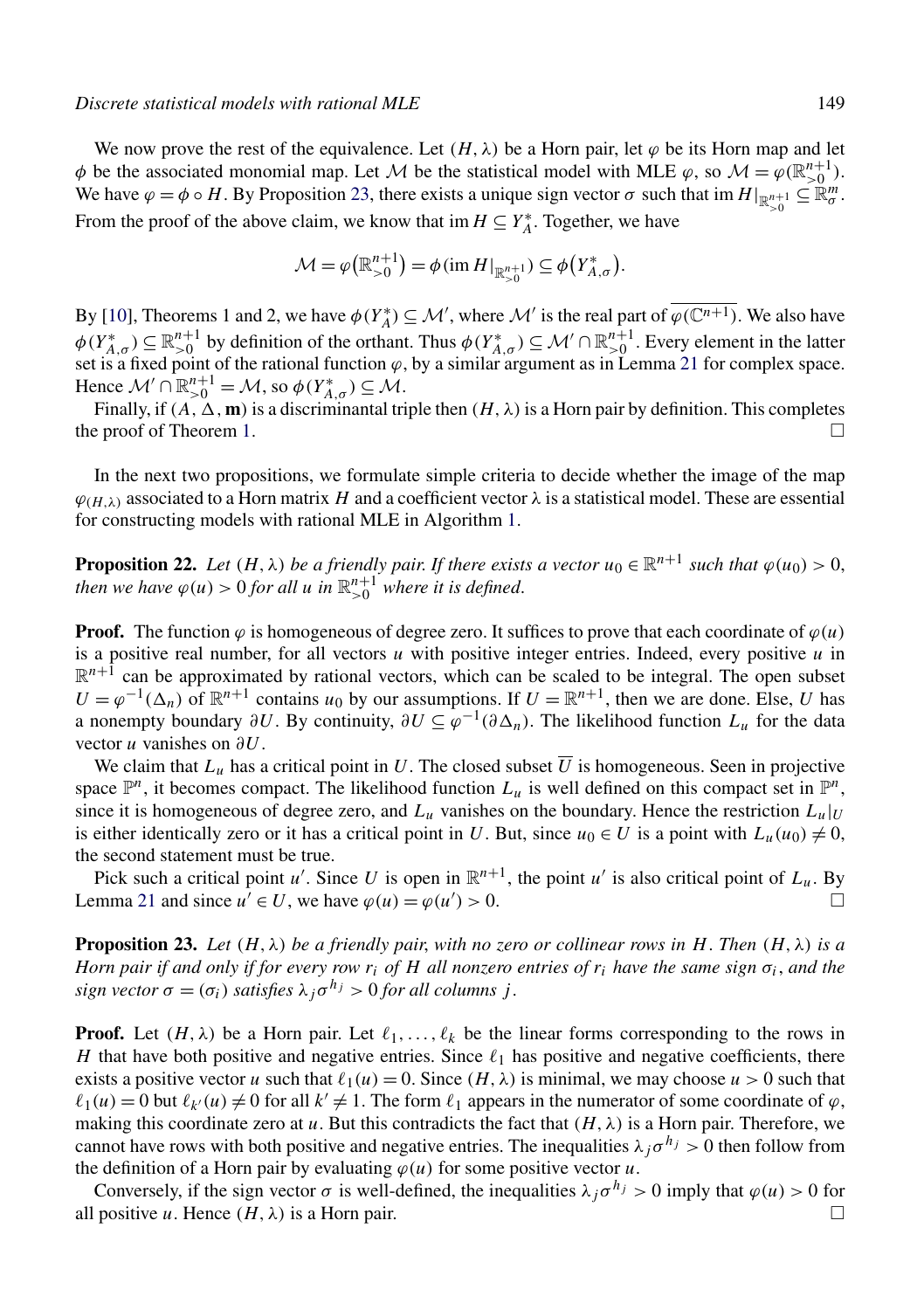We now prove the rest of the equivalence. Let $(H, \lambda)$ be a Horn pair, let $\varphi$ be its Horn map and let $\phi$ be the associated monomial map. Let $\mathcal{M}$ be the statistical model with MLE $\varphi$, so $\mathcal{M} = \varphi(\mathbb{R}^{n+1}_{>0})$. We have $\varphi = \phi \circ H$. By Proposition 23, there exists a unique sign vector $\sigma$ such that $\operatorname{im} H|_{\mathbb{R}^{n+1}_{>0}} \subseteq \mathbb{R}^m_\sigma$. From the proof of the above claim, we know that $\operatorname{im} H \subseteq Y^*_A$. Together, we have

$$\mathcal{M} = \varphi\big(\mathbb{R}^{n+1}_{>0}\big) = \phi(\operatorname{im} H|_{\mathbb{R}^{n+1}_{>0}}) \subseteq \phi\big(Y^*_{A,\sigma}\big).$$

By [10], Theorems 1 and 2, we have $\phi(Y^*_A) \subseteq \mathcal{M}'$, where $\mathcal{M}'$ is the real part of $\overline{\varphi(\mathbb{C}^{n+1})}$. We also have $\phi(Y^*_{A,\sigma}) \subseteq \mathbb{R}^{n+1}_{>0}$ by definition of the orthant. Thus $\phi(Y^*_{A,\sigma}) \subseteq \mathcal{M}' \cap \mathbb{R}^{n+1}_{>0}$. Every element in the latter set is a fixed point of the rational function $\varphi$, by a similar argument as in Lemma 21 for complex space. Hence $\mathcal{M}' \cap \mathbb{R}^{n+1}_{>0} = \mathcal{M}$, so $\phi(Y^*_{A,\sigma}) \subseteq \mathcal{M}$.

Finally, if $(A, \Delta, \mathbf{m})$ is a discriminantal triple then $(H, \lambda)$ is a Horn pair by definition. This completes the proof of Theorem 1. □

In the next two propositions, we formulate simple criteria to decide whether the image of the map $\varphi_{(H,\lambda)}$ associated to a Horn matrix $H$ and a coefficient vector $\lambda$ is a statistical model. These are essential for constructing models with rational MLE in Algorithm 1.

**Proposition 22.** *Let $(H, \lambda)$ be a friendly pair. If there exists a vector $u_0 \in \mathbb{R}^{n+1}$ such that $\varphi(u_0) > 0$, then we have $\varphi(u) > 0$ for all $u$ in $\mathbb{R}^{n+1}_{>0}$ where it is defined.*

**Proof.** The function $\varphi$ is homogeneous of degree zero. It suffices to prove that each coordinate of $\varphi(u)$ is a positive real number, for all vectors $u$ with positive integer entries. Indeed, every positive $u$ in $\mathbb{R}^{n+1}$ can be approximated by rational vectors, which can be scaled to be integral. The open subset $U = \varphi^{-1}(\Delta_n)$ of $\mathbb{R}^{n+1}$ contains $u_0$ by our assumptions. If $U = \mathbb{R}^{n+1}$, then we are done. Else, $U$ has a nonempty boundary $\partial U$. By continuity, $\partial U \subseteq \varphi^{-1}(\partial \Delta_n)$. The likelihood function $L_u$ for the data vector $u$ vanishes on $\partial U$.

We claim that $L_u$ has a critical point in $U$. The closed subset $\overline{U}$ is homogeneous. Seen in projective space $\mathbb{P}^n$, it becomes compact. The likelihood function $L_u$ is well defined on this compact set in $\mathbb{P}^n$, since it is homogeneous of degree zero, and $L_u$ vanishes on the boundary. Hence the restriction $L_u|_U$ is either identically zero or it has a critical point in $U$. But, since $u_0 \in U$ is a point with $L_u(u_0) \neq 0$, the second statement must be true.

Pick such a critical point $u'$. Since $U$ is open in $\mathbb{R}^{n+1}$, the point $u'$ is also critical point of $L_u$. By Lemma 21 and since $u' \in U$, we have $\varphi(u) = \varphi(u') > 0$. □

**Proposition 23.** *Let $(H, \lambda)$ be a friendly pair, with no zero or collinear rows in $H$. Then $(H, \lambda)$ is a Horn pair if and only if for every row $r_i$ of $H$ all nonzero entries of $r_i$ have the same sign $\sigma_i$, and the sign vector $\sigma = (\sigma_i)$ satisfies $\lambda_j \sigma^{h_j} > 0$ for all columns $j$.*

**Proof.** Let $(H, \lambda)$ be a Horn pair. Let $\ell_1, \ldots, \ell_k$ be the linear forms corresponding to the rows in $H$ that have both positive and negative entries. Since $\ell_1$ has positive and negative coefficients, there exists a positive vector $u$ such that $\ell_1(u) = 0$. Since $(H, \lambda)$ is minimal, we may choose $u > 0$ such that $\ell_1(u) = 0$ but $\ell_{k'}(u) \neq 0$ for all $k' \neq 1$. The form $\ell_1$ appears in the numerator of some coordinate of $\varphi$, making this coordinate zero at $u$. But this contradicts the fact that $(H, \lambda)$ is a Horn pair. Therefore, we cannot have rows with both positive and negative entries. The inequalities $\lambda_j \sigma^{h_j} > 0$ then follow from the definition of a Horn pair by evaluating $\varphi(u)$ for some positive vector $u$.

Conversely, if the sign vector $\sigma$ is well-defined, the inequalities $\lambda_j \sigma^{h_j} > 0$ imply that $\varphi(u) > 0$ for all positive $u$. Hence $(H, \lambda)$ is a Horn pair. □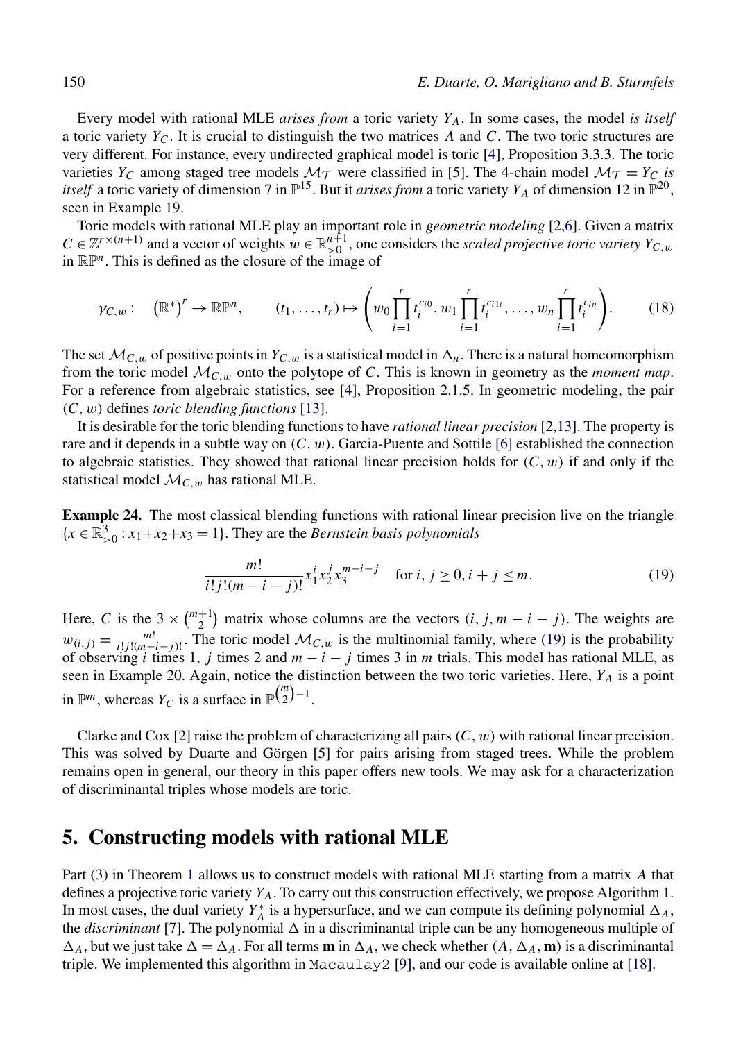Every model with rational MLE *arises from* a toric variety $Y_A$. In some cases, the model *is itself* a toric variety $Y_C$. It is crucial to distinguish the two matrices $A$ and $C$. The two toric structures are very different. For instance, every undirected graphical model is toric [4], Proposition 3.3.3. The toric varieties $Y_C$ among staged tree models $\mathcal{M}_\mathcal{T}$ were classified in [5]. The 4-chain model $\mathcal{M}_\mathcal{T} = Y_C$ *is itself* a toric variety of dimension 7 in $\mathbb{P}^{15}$. But it *arises from* a toric variety $Y_A$ of dimension 12 in $\mathbb{P}^{20}$, seen in Example 19.

Toric models with rational MLE play an important role in *geometric modeling* [2,6]. Given a matrix $C \in \mathbb{Z}^{r\times(n+1)}$ and a vector of weights $w \in \mathbb{R}^{n+1}_{>0}$, one considers the *scaled projective toric variety* $Y_{C,w}$ in $\mathbb{RP}^n$. This is defined as the closure of the image of

$$\gamma_{C,w}: \quad (\mathbb{R}^*)^r \to \mathbb{RP}^n, \qquad (t_1,\ldots,t_r) \mapsto \left(w_0 \prod_{i=1}^r t_i^{c_{i0}}, w_1 \prod_{i=1}^r t_i^{c_{i1t}}, \ldots, w_n \prod_{i=1}^r t_i^{c_{in}}\right). \tag{18}$$

The set $\mathcal{M}_{C,w}$ of positive points in $Y_{C,w}$ is a statistical model in $\Delta_n$. There is a natural homeomorphism from the toric model $\mathcal{M}_{C,w}$ onto the polytope of $C$. This is known in geometry as the *moment map*. For a reference from algebraic statistics, see [4], Proposition 2.1.5. In geometric modeling, the pair $(C, w)$ defines *toric blending functions* [13].

It is desirable for the toric blending functions to have *rational linear precision* [2,13]. The property is rare and it depends in a subtle way on $(C, w)$. Garcia-Puente and Sottile [6] established the connection to algebraic statistics. They showed that rational linear precision holds for $(C, w)$ if and only if the statistical model $\mathcal{M}_{C,w}$ has rational MLE.

**Example 24.** The most classical blending functions with rational linear precision live on the triangle $\{x \in \mathbb{R}^3_{>0} : x_1+x_2+x_3 = 1\}$. They are the *Bernstein basis polynomials*

$$\frac{m!}{i!j!(m-i-j)!} x_1^i x_2^j x_3^{m-i-j} \quad \text{for } i, j \geq 0, i+j \leq m. \tag{19}$$

Here, $C$ is the $3 \times \binom{m+1}{2}$ matrix whose columns are the vectors $(i, j, m-i-j)$. The weights are $w_{(i,j)} = \frac{m!}{i!j!(m-i-j)!}$. The toric model $\mathcal{M}_{C,w}$ is the multinomial family, where (19) is the probability of observing $i$ times 1, $j$ times 2 and $m-i-j$ times 3 in $m$ trials. This model has rational MLE, as seen in Example 20. Again, notice the distinction between the two toric varieties. Here, $Y_A$ is a point in $\mathbb{P}^m$, whereas $Y_C$ is a surface in $\mathbb{P}^{\binom{m}{2}-1}$.

Clarke and Cox [2] raise the problem of characterizing all pairs $(C, w)$ with rational linear precision. This was solved by Duarte and Görgen [5] for pairs arising from staged trees. While the problem remains open in general, our theory in this paper offers new tools. We may ask for a characterization of discriminantal triples whose models are toric.

## 5. Constructing models with rational MLE

Part (3) in Theorem 1 allows us to construct models with rational MLE starting from a matrix $A$ that defines a projective toric variety $Y_A$. To carry out this construction effectively, we propose Algorithm 1. In most cases, the dual variety $Y_A^*$ is a hypersurface, and we can compute its defining polynomial $\Delta_A$, the *discriminant* [7]. The polynomial $\Delta$ in a discriminantal triple can be any homogeneous multiple of $\Delta_A$, but we just take $\Delta = \Delta_A$. For all terms $\mathbf{m}$ in $\Delta_A$, we check whether $(A, \Delta_A, \mathbf{m})$ is a discriminantal triple. We implemented this algorithm in Macaulay2 [9], and our code is available online at [18].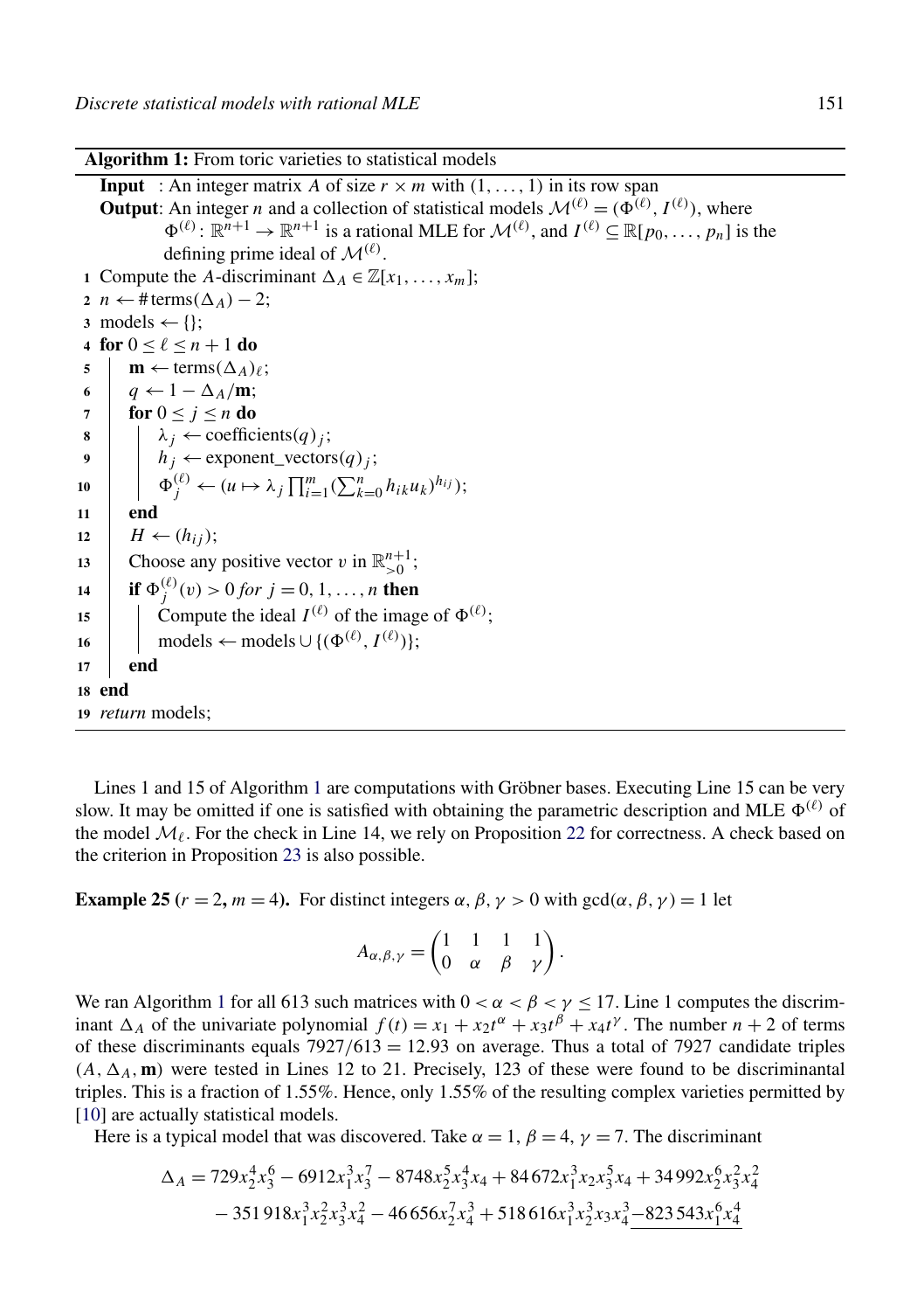**Algorithm 1:** From toric varieties to statistical models

```
Input  : An integer matrix A of size r × m with (1, ..., 1) in its row span
Output : An integer n and a collection of statistical models M^(ℓ) = (Φ^(ℓ), I^(ℓ)), where
         Φ^(ℓ): R^{n+1} → R^{n+1} is a rational MLE for M^(ℓ), and I^(ℓ) ⊆ R[p_0, ..., p_n] is the
         defining prime ideal of M^(ℓ).
 1 Compute the A-discriminant Δ_A ∈ Z[x_1, ..., x_m];
 2 n ← #terms(Δ_A) − 2;
 3 models ← {};
 4 for 0 ≤ ℓ ≤ n + 1 do
 5     m ← terms(Δ_A)_ℓ;
 6     q ← 1 − Δ_A/m;
 7     for 0 ≤ j ≤ n do
 8         λ_j ← coefficients(q)_j;
 9         h_j ← exponent_vectors(q)_j;
10         Φ_j^(ℓ) ← (u ↦ λ_j ∏_{i=1}^{m} (∑_{k=0}^{n} h_{ik} u_k)^{h_{ij}});
11     end
12     H ← (h_{ij});
13     Choose any positive vector v in R_{>0}^{n+1};
14     if Φ_j^(ℓ)(v) > 0 for j = 0, 1, ..., n then
15         Compute the ideal I^(ℓ) of the image of Φ^(ℓ);
16         models ← models ∪ {(Φ^(ℓ), I^(ℓ))};
17     end
18 end
19 return models;
```

Lines 1 and 15 of Algorithm 1 are computations with Gröbner bases. Executing Line 15 can be very slow. It may be omitted if one is satisfied with obtaining the parametric description and MLE $\Phi^{(\ell)}$ of the model $\mathcal{M}_\ell$. For the check in Line 14, we rely on Proposition 22 for correctness. A check based on the criterion in Proposition 23 is also possible.

**Example 25** **($r = 2$, $m = 4$).** For distinct integers $\alpha, \beta, \gamma > 0$ with $\gcd(\alpha, \beta, \gamma) = 1$ let

$$A_{\alpha,\beta,\gamma} = \begin{pmatrix} 1 & 1 & 1 & 1 \\ 0 & \alpha & \beta & \gamma \end{pmatrix}.$$

We ran Algorithm 1 for all 613 such matrices with $0 < \alpha < \beta < \gamma \leq 17$. Line 1 computes the discriminant $\Delta_A$ of the univariate polynomial $f(t) = x_1 + x_2 t^\alpha + x_3 t^\beta + x_4 t^\gamma$. The number $n + 2$ of terms of these discriminants equals $7927/613 = 12.93$ on average. Thus a total of 7927 candidate triples $(A, \Delta_A, \mathbf{m})$ were tested in Lines 12 to 21. Precisely, 123 of these were found to be discriminantal triples. This is a fraction of 1.55%. Hence, only 1.55% of the resulting complex varieties permitted by [10] are actually statistical models.

Here is a typical model that was discovered. Take $\alpha = 1$, $\beta = 4$, $\gamma = 7$. The discriminant

$$\begin{aligned}\Delta_A = {} & 729x_2^4x_3^6 - 6912x_1^3x_3^7 - 8748x_2^5x_3^4x_4 + 84\,672x_1^3x_2x_3^5x_4 + 34\,992x_2^6x_3^2x_4^2 \\ & - 351\,918x_1^3x_2^2x_3^3x_4^2 - 46\,656x_2^7x_4^3 + 518\,616x_1^3x_2^3x_3x_4^3 \underline{- 823\,543x_1^6x_4^4}\end{aligned}$$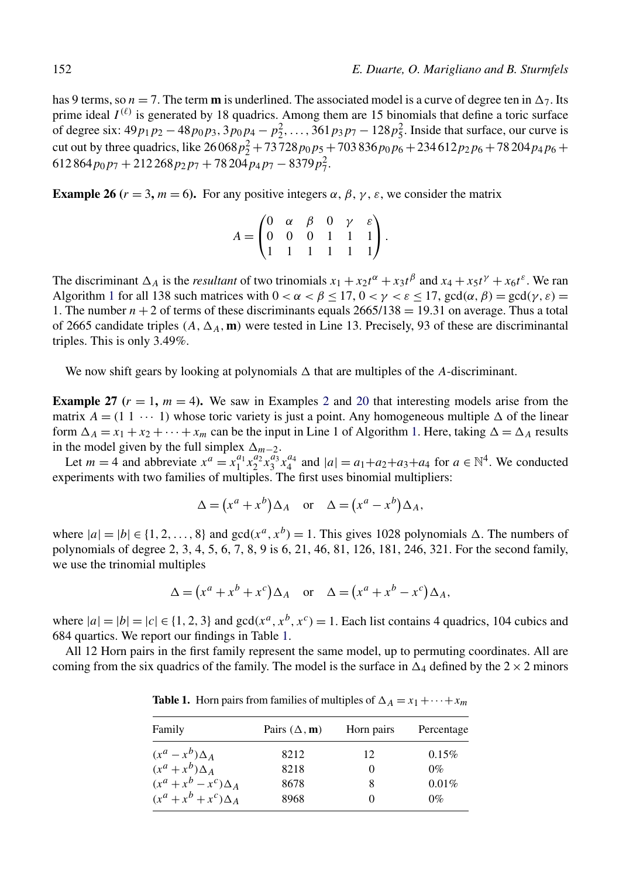has 9 terms, so $n = 7$. The term $\mathbf{m}$ is underlined. The associated model is a curve of degree ten in $\Delta_7$. Its prime ideal $I^{(\ell)}$ is generated by 18 quadrics. Among them are 15 binomials that define a toric surface of degree six: $49p_1p_2 - 48p_0p_3, 3p_0p_4 - p_2^2, \ldots, 361p_3p_7 - 128p_5^2$. Inside that surface, our curve is cut out by three quadrics, like $26\,068p_2^2 + 73\,728p_0p_5 + 703\,836p_0p_6 + 234\,612p_2p_6 + 78\,204p_4p_6 + 612\,864p_0p_7 + 212\,268p_2p_7 + 78\,204p_4p_7 - 8379p_7^2$.

**Example 26 ($r = 3$, $m = 6$).** For any positive integers $\alpha, \beta, \gamma, \varepsilon$, we consider the matrix

$$A = \begin{pmatrix} 0 & \alpha & \beta & 0 & \gamma & \varepsilon \\ 0 & 0 & 0 & 1 & 1 & 1 \\ 1 & 1 & 1 & 1 & 1 & 1 \end{pmatrix}.$$

The discriminant $\Delta_A$ is the *resultant* of two trinomials $x_1 + x_2t^\alpha + x_3t^\beta$ and $x_4 + x_5t^\gamma + x_6t^\varepsilon$. We ran Algorithm 1 for all 138 such matrices with $0 < \alpha < \beta \le 17$, $0 < \gamma < \varepsilon \le 17$, $\gcd(\alpha, \beta) = \gcd(\gamma, \varepsilon) = 1$. The number $n + 2$ of terms of these discriminants equals $2665/138 = 19.31$ on average. Thus a total of 2665 candidate triples $(A, \Delta_A, \mathbf{m})$ were tested in Line 13. Precisely, 93 of these are discriminantal triples. This is only 3.49%.

We now shift gears by looking at polynomials $\Delta$ that are multiples of the $A$-discriminant.

**Example 27 ($r = 1$, $m = 4$).** We saw in Examples 2 and 20 that interesting models arise from the matrix $A = (1\ 1\ \cdots\ 1)$ whose toric variety is just a point. Any homogeneous multiple $\Delta$ of the linear form $\Delta_A = x_1 + x_2 + \cdots + x_m$ can be the input in Line 1 of Algorithm 1. Here, taking $\Delta = \Delta_A$ results in the model given by the full simplex $\Delta_{m-2}$.

Let $m = 4$ and abbreviate $x^a = x_1^{a_1}x_2^{a_2}x_3^{a_3}x_4^{a_4}$ and $|a| = a_1 + a_2 + a_3 + a_4$ for $a \in \mathbb{N}^4$. We conducted experiments with two families of multiples. The first uses binomial multipliers:

$$\Delta = \left(x^a + x^b\right)\Delta_A \quad \text{or} \quad \Delta = \left(x^a - x^b\right)\Delta_A,$$

where $|a| = |b| \in \{1, 2, \ldots, 8\}$ and $\gcd(x^a, x^b) = 1$. This gives 1028 polynomials $\Delta$. The numbers of polynomials of degree 2, 3, 4, 5, 6, 7, 8, 9 is 6, 21, 46, 81, 126, 181, 246, 321. For the second family, we use the trinomial multiples

$$\Delta = \left(x^a + x^b + x^c\right)\Delta_A \quad \text{or} \quad \Delta = \left(x^a + x^b - x^c\right)\Delta_A,$$

where $|a| = |b| = |c| \in \{1, 2, 3\}$ and $\gcd(x^a, x^b, x^c) = 1$. Each list contains 4 quadrics, 104 cubics and 684 quartics. We report our findings in Table 1.

All 12 Horn pairs in the first family represent the same model, up to permuting coordinates. All are coming from the six quadrics of the family. The model is the surface in $\Delta_4$ defined by the $2 \times 2$ minors

**Table 1.** Horn pairs from families of multiples of $\Delta_A = x_1 + \cdots + x_m$

| Family | Pairs $(\Delta, \mathbf{m})$ | Horn pairs | Percentage |
|---|---|---|---|
| $(x^a - x^b)\Delta_A$ | 8212 | 12 | 0.15% |
| $(x^a + x^b)\Delta_A$ | 8218 | 0 | 0% |
| $(x^a + x^b - x^c)\Delta_A$ | 8678 | 8 | 0.01% |
| $(x^a + x^b + x^c)\Delta_A$ | 8968 | 0 | 0% |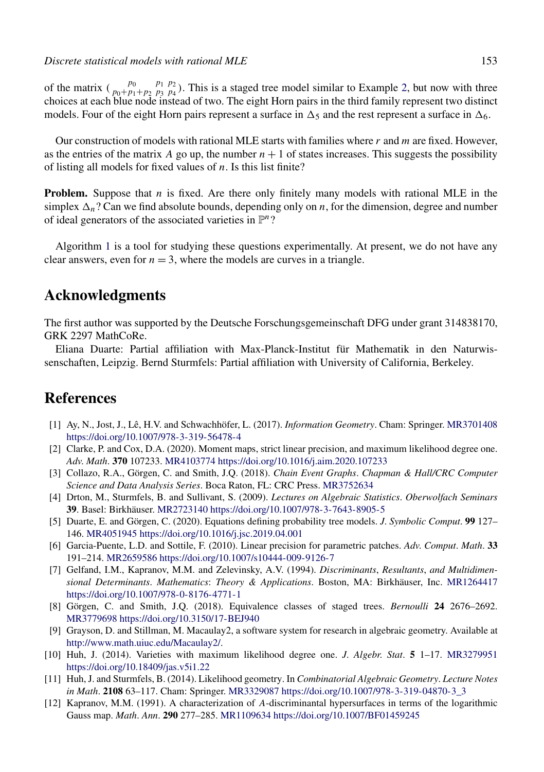of the matrix $\begin{pmatrix} p_0 & p_1 & p_2 \\ p_0+p_1+p_2 & p_3 & p_4 \end{pmatrix}$. This is a staged tree model similar to Example 2, but now with three choices at each blue node instead of two. The eight Horn pairs in the third family represent two distinct models. Four of the eight Horn pairs represent a surface in $\Delta_5$ and the rest represent a surface in $\Delta_6$.

Our construction of models with rational MLE starts with families where $r$ and $m$ are fixed. However, as the entries of the matrix $A$ go up, the number $n+1$ of states increases. This suggests the possibility of listing all models for fixed values of $n$. Is this list finite?

**Problem.** Suppose that $n$ is fixed. Are there only finitely many models with rational MLE in the simplex $\Delta_n$? Can we find absolute bounds, depending only on $n$, for the dimension, degree and number of ideal generators of the associated varieties in $\mathbb{P}^n$?

Algorithm 1 is a tool for studying these questions experimentally. At present, we do not have any clear answers, even for $n = 3$, where the models are curves in a triangle.

## Acknowledgments

The first author was supported by the Deutsche Forschungsgemeinschaft DFG under grant 314838170, GRK 2297 MathCoRe.

Eliana Duarte: Partial affiliation with Max-Planck-Institut für Mathematik in den Naturwissenschaften, Leipzig. Bernd Sturmfels: Partial affiliation with University of California, Berkeley.

## References

[1] Ay, N., Jost, J., Lê, H.V. and Schwachhöfer, L. (2017). *Information Geometry*. Cham: Springer. MR3701408 https://doi.org/10.1007/978-3-319-56478-4

[2] Clarke, P. and Cox, D.A. (2020). Moment maps, strict linear precision, and maximum likelihood degree one. *Adv. Math.* **370** 107233. MR4103774 https://doi.org/10.1016/j.aim.2020.107233

[3] Collazo, R.A., Görgen, C. and Smith, J.Q. (2018). *Chain Event Graphs*. *Chapman & Hall/CRC Computer Science and Data Analysis Series*. Boca Raton, FL: CRC Press. MR3752634

[4] Drton, M., Sturmfels, B. and Sullivant, S. (2009). *Lectures on Algebraic Statistics*. *Oberwolfach Seminars* **39**. Basel: Birkhäuser. MR2723140 https://doi.org/10.1007/978-3-7643-8905-5

[5] Duarte, E. and Görgen, C. (2020). Equations defining probability tree models. *J. Symbolic Comput.* **99** 127–146. MR4051945 https://doi.org/10.1016/j.jsc.2019.04.001

[6] Garcia-Puente, L.D. and Sottile, F. (2010). Linear precision for parametric patches. *Adv. Comput. Math.* **33** 191–214. MR2659586 https://doi.org/10.1007/s10444-009-9126-7

[7] Gelfand, I.M., Kapranov, M.M. and Zelevinsky, A.V. (1994). *Discriminants, Resultants, and Multidimensional Determinants*. *Mathematics: Theory & Applications*. Boston, MA: Birkhäuser, Inc. MR1264417 https://doi.org/10.1007/978-0-8176-4771-1

[8] Görgen, C. and Smith, J.Q. (2018). Equivalence classes of staged trees. *Bernoulli* **24** 2676–2692. MR3779698 https://doi.org/10.3150/17-BEJ940

[9] Grayson, D. and Stillman, M. Macaulay2, a software system for research in algebraic geometry. Available at http://www.math.uiuc.edu/Macaulay2/.

[10] Huh, J. (2014). Varieties with maximum likelihood degree one. *J. Algebr. Stat.* **5** 1–17. MR3279951 https://doi.org/10.18409/jas.v5i1.22

[11] Huh, J. and Sturmfels, B. (2014). Likelihood geometry. In *Combinatorial Algebraic Geometry*. *Lecture Notes in Math.* **2108** 63–117. Cham: Springer. MR3329087 https://doi.org/10.1007/978-3-319-04870-3_3

[12] Kapranov, M.M. (1991). A characterization of $A$-discriminantal hypersurfaces in terms of the logarithmic Gauss map. *Math. Ann.* **290** 277–285. MR1109634 https://doi.org/10.1007/BF01459245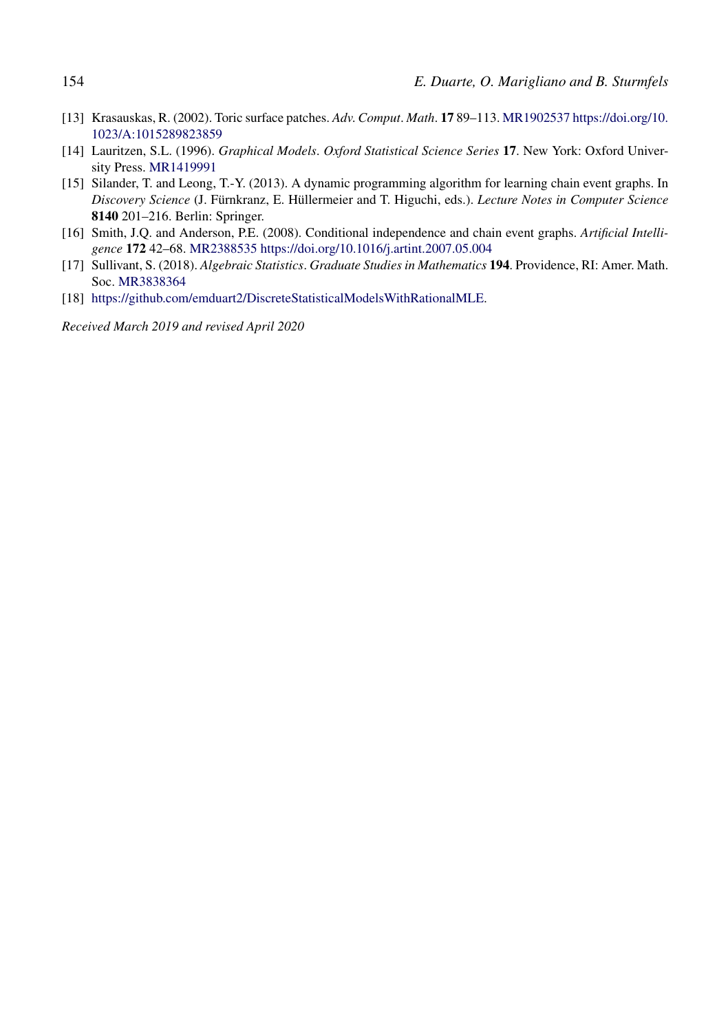[13] Krasauskas, R. (2002). Toric surface patches. *Adv. Comput. Math.* **17** 89–113. MR1902537 https://doi.org/10.1023/A:1015289823859

[14] Lauritzen, S.L. (1996). *Graphical Models*. *Oxford Statistical Science Series* **17**. New York: Oxford University Press. MR1419991

[15] Silander, T. and Leong, T.-Y. (2013). A dynamic programming algorithm for learning chain event graphs. In *Discovery Science* (J. Fürnkranz, E. Hüllermeier and T. Higuchi, eds.). *Lecture Notes in Computer Science* **8140** 201–216. Berlin: Springer.

[16] Smith, J.Q. and Anderson, P.E. (2008). Conditional independence and chain event graphs. *Artificial Intelligence* **172** 42–68. MR2388535 https://doi.org/10.1016/j.artint.2007.05.004

[17] Sullivant, S. (2018). *Algebraic Statistics*. *Graduate Studies in Mathematics* **194**. Providence, RI: Amer. Math. Soc. MR3838364

[18] https://github.com/emduart2/DiscreteStatisticalModelsWithRationalMLE.

*Received March 2019 and revised April 2020*